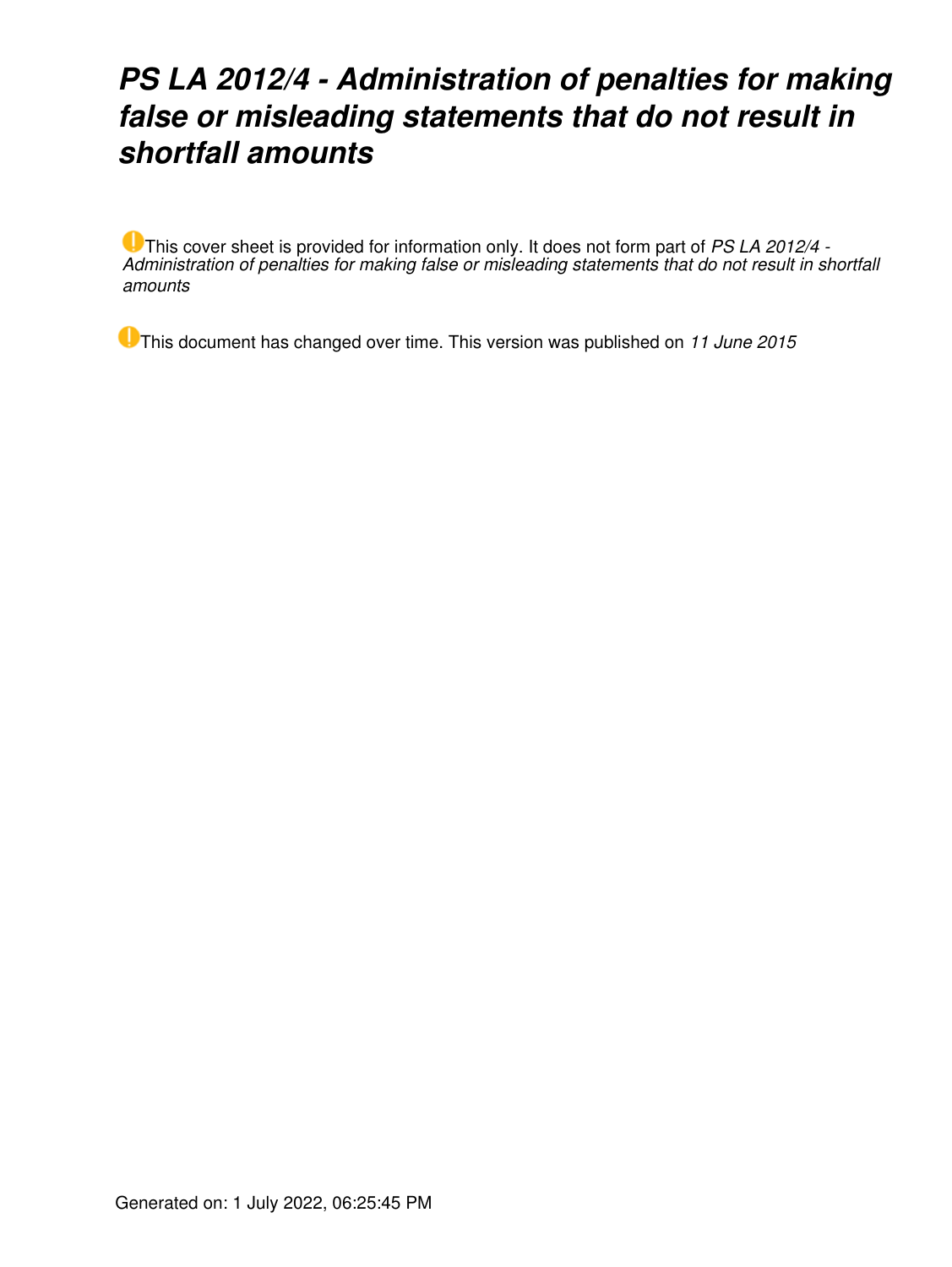# *PS LA 2012/4 - Administration of penalties for making false or misleading statements that do not result in shortfall amounts*

This cover sheet is provided for information only. It does not form part of *PS LA 2012/4 - Administration of penalties for making false or misleading statements that do not result in shortfall amounts*

This document has changed over time. This version was published on *11 June 2015*

Generated on: 1 July 2022, 06:25:45 PM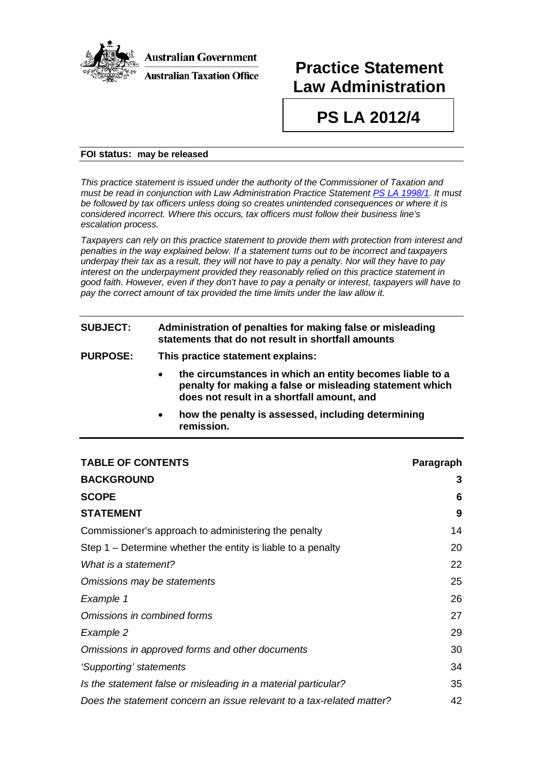**Australian Government**

**Australian Taxation Office**

# Practice Statement Law Administration

# PS LA 2012/4

**FOI status: may be released**

*This practice statement is issued under the authority of the Commissioner of Taxation and must be read in conjunction with Law Administration Practice Statement [PS LA 1998/1](). It must be followed by tax officers unless doing so creates unintended consequences or where it is considered incorrect. Where this occurs, tax officers must follow their business line's escalation process.*

*Taxpayers can rely on this practice statement to provide them with protection from interest and penalties in the way explained below. If a statement turns out to be incorrect and taxpayers underpay their tax as a result, they will not have to pay a penalty. Nor will they have to pay interest on the underpayment provided they reasonably relied on this practice statement in good faith. However, even if they don't have to pay a penalty or interest, taxpayers will have to pay the correct amount of tax provided the time limits under the law allow it.*

**SUBJECT:** **Administration of penalties for making false or misleading statements that do not result in shortfall amounts**

**PURPOSE:** **This practice statement explains:**

- **the circumstances in which an entity becomes liable to a penalty for making a false or misleading statement which does not result in a shortfall amount, and**
- **how the penalty is assessed, including determining remission.**

| TABLE OF CONTENTS | Paragraph |
|---|---|
| **BACKGROUND** | **3** |
| **SCOPE** | **6** |
| **STATEMENT** | **9** |
| Commissioner's approach to administering the penalty | 14 |
| Step 1 – Determine whether the entity is liable to a penalty | 20 |
| *What is a statement?* | 22 |
| *Omissions may be statements* | 25 |
| *Example 1* | 26 |
| *Omissions in combined forms* | 27 |
| *Example 2* | 29 |
| *Omissions in approved forms and other documents* | 30 |
| *'Supporting' statements* | 34 |
| *Is the statement false or misleading in a material particular?* | 35 |
| *Does the statement concern an issue relevant to a tax-related matter?* | 42 |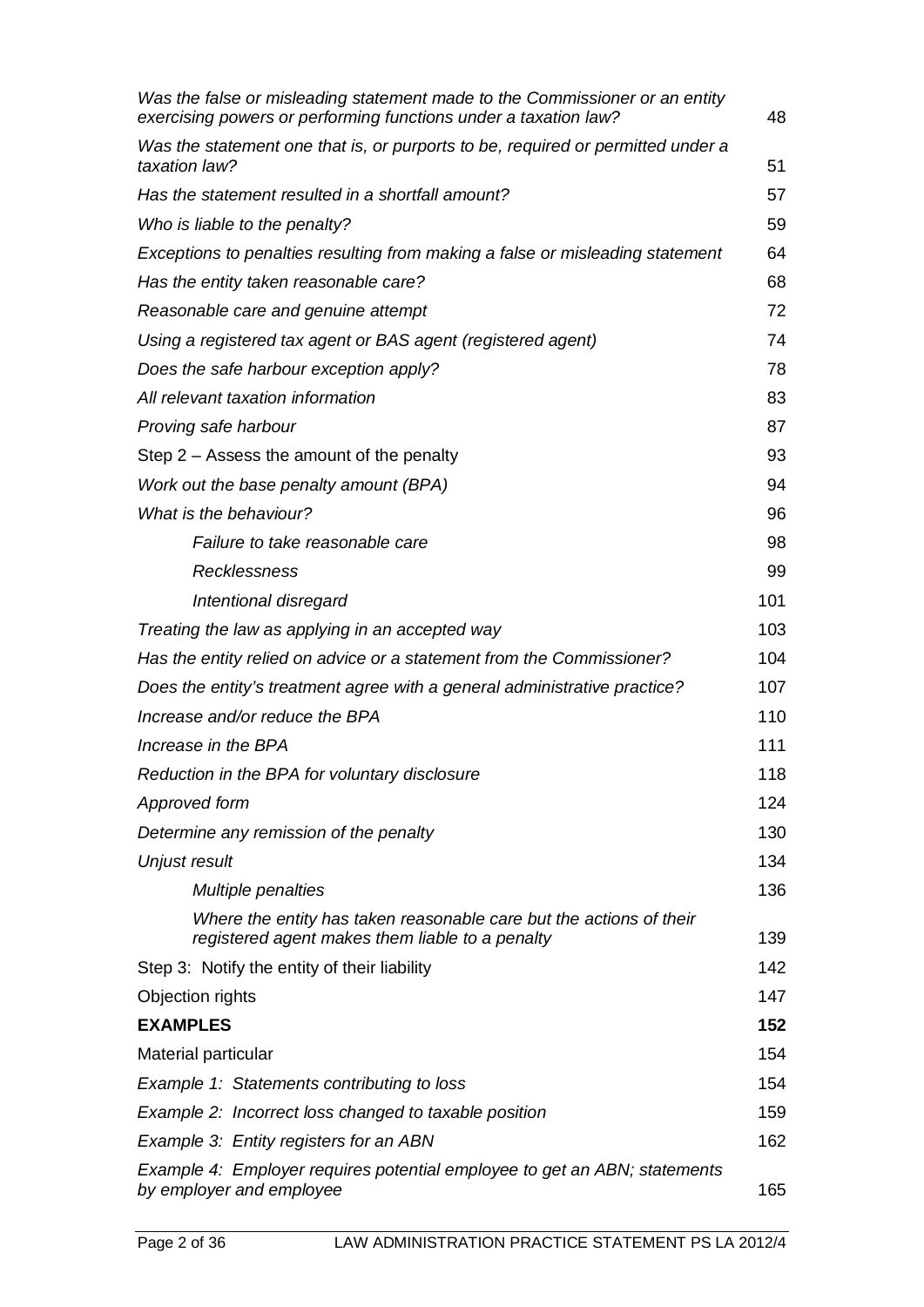| | |
|---|---|
| *Was the false or misleading statement made to the Commissioner or an entity exercising powers or performing functions under a taxation law?* | 48 |
| *Was the statement one that is, or purports to be, required or permitted under a taxation law?* | 51 |
| *Has the statement resulted in a shortfall amount?* | 57 |
| *Who is liable to the penalty?* | 59 |
| *Exceptions to penalties resulting from making a false or misleading statement* | 64 |
| *Has the entity taken reasonable care?* | 68 |
| *Reasonable care and genuine attempt* | 72 |
| *Using a registered tax agent or BAS agent (registered agent)* | 74 |
| *Does the safe harbour exception apply?* | 78 |
| *All relevant taxation information* | 83 |
| *Proving safe harbour* | 87 |
| Step 2 – Assess the amount of the penalty | 93 |
| *Work out the base penalty amount (BPA)* | 94 |
| *What is the behaviour?* | 96 |
| *Failure to take reasonable care* | 98 |
| *Recklessness* | 99 |
| *Intentional disregard* | 101 |
| *Treating the law as applying in an accepted way* | 103 |
| *Has the entity relied on advice or a statement from the Commissioner?* | 104 |
| *Does the entity's treatment agree with a general administrative practice?* | 107 |
| *Increase and/or reduce the BPA* | 110 |
| *Increase in the BPA* | 111 |
| *Reduction in the BPA for voluntary disclosure* | 118 |
| *Approved form* | 124 |
| *Determine any remission of the penalty* | 130 |
| *Unjust result* | 134 |
| *Multiple penalties* | 136 |
| *Where the entity has taken reasonable care but the actions of their registered agent makes them liable to a penalty* | 139 |
| Step 3: Notify the entity of their liability | 142 |
| Objection rights | 147 |
| **EXAMPLES** | **152** |
| Material particular | 154 |
| *Example 1: Statements contributing to loss* | 154 |
| *Example 2: Incorrect loss changed to taxable position* | 159 |
| *Example 3: Entity registers for an ABN* | 162 |
| *Example 4: Employer requires potential employee to get an ABN; statements by employer and employee* | 165 |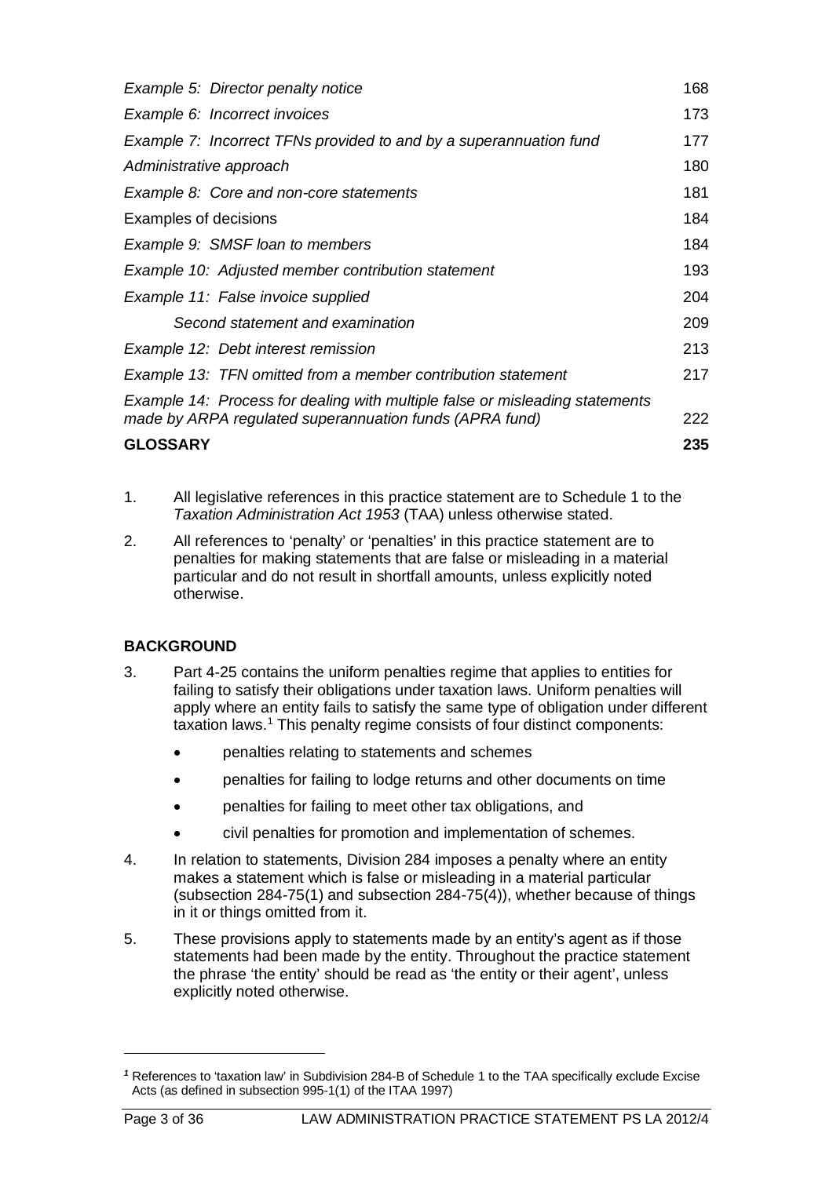| | |
|---|---|
| *Example 5: Director penalty notice* | 168 |
| *Example 6: Incorrect invoices* | 173 |
| *Example 7: Incorrect TFNs provided to and by a superannuation fund* | 177 |
| *Administrative approach* | 180 |
| *Example 8: Core and non-core statements* | 181 |
| Examples of decisions | 184 |
| *Example 9: SMSF loan to members* | 184 |
| *Example 10: Adjusted member contribution statement* | 193 |
| *Example 11: False invoice supplied* | 204 |
| *Second statement and examination* | 209 |
| *Example 12: Debt interest remission* | 213 |
| *Example 13: TFN omitted from a member contribution statement* | 217 |
| *Example 14: Process for dealing with multiple false or misleading statements made by ARPA regulated superannuation funds (APRA fund)* | 222 |
| **GLOSSARY** | **235** |

1. All legislative references in this practice statement are to Schedule 1 to the *Taxation Administration Act 1953* (TAA) unless otherwise stated.

2. All references to 'penalty' or 'penalties' in this practice statement are to penalties for making statements that are false or misleading in a material particular and do not result in shortfall amounts, unless explicitly noted otherwise.

## BACKGROUND

3. Part 4-25 contains the uniform penalties regime that applies to entities for failing to satisfy their obligations under taxation laws. Uniform penalties will apply where an entity fails to satisfy the same type of obligation under different taxation laws.[1] This penalty regime consists of four distinct components:

   - penalties relating to statements and schemes
   - penalties for failing to lodge returns and other documents on time
   - penalties for failing to meet other tax obligations, and
   - civil penalties for promotion and implementation of schemes.

4. In relation to statements, Division 284 imposes a penalty where an entity makes a statement which is false or misleading in a material particular (subsection 284-75(1) and subsection 284-75(4)), whether because of things in it or things omitted from it.

5. These provisions apply to statements made by an entity's agent as if those statements had been made by the entity. Throughout the practice statement the phrase 'the entity' should be read as 'the entity or their agent', unless explicitly noted otherwise.

---

[1] References to 'taxation law' in Subdivision 284-B of Schedule 1 to the TAA specifically exclude Excise Acts (as defined in subsection 995-1(1) of the ITAA 1997)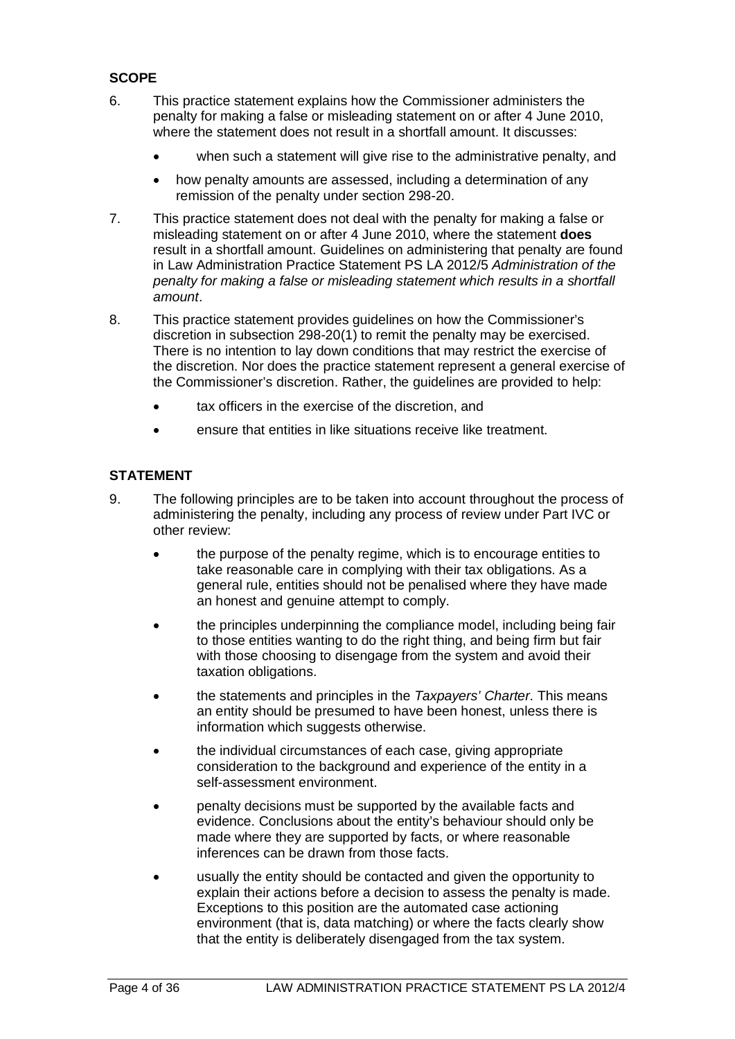## SCOPE

6. This practice statement explains how the Commissioner administers the penalty for making a false or misleading statement on or after 4 June 2010, where the statement does not result in a shortfall amount. It discusses:

   - when such a statement will give rise to the administrative penalty, and
   - how penalty amounts are assessed, including a determination of any remission of the penalty under section 298-20.

7. This practice statement does not deal with the penalty for making a false or misleading statement on or after 4 June 2010, where the statement **does** result in a shortfall amount. Guidelines on administering that penalty are found in Law Administration Practice Statement PS LA 2012/5 *Administration of the penalty for making a false or misleading statement which results in a shortfall amount*.

8. This practice statement provides guidelines on how the Commissioner's discretion in subsection 298-20(1) to remit the penalty may be exercised. There is no intention to lay down conditions that may restrict the exercise of the discretion. Nor does the practice statement represent a general exercise of the Commissioner's discretion. Rather, the guidelines are provided to help:

   - tax officers in the exercise of the discretion, and
   - ensure that entities in like situations receive like treatment.

## STATEMENT

9. The following principles are to be taken into account throughout the process of administering the penalty, including any process of review under Part IVC or other review:

   - the purpose of the penalty regime, which is to encourage entities to take reasonable care in complying with their tax obligations. As a general rule, entities should not be penalised where they have made an honest and genuine attempt to comply.
   - the principles underpinning the compliance model, including being fair to those entities wanting to do the right thing, and being firm but fair with those choosing to disengage from the system and avoid their taxation obligations.
   - the statements and principles in the *Taxpayers' Charter*. This means an entity should be presumed to have been honest, unless there is information which suggests otherwise.
   - the individual circumstances of each case, giving appropriate consideration to the background and experience of the entity in a self-assessment environment.
   - penalty decisions must be supported by the available facts and evidence. Conclusions about the entity's behaviour should only be made where they are supported by facts, or where reasonable inferences can be drawn from those facts.
   - usually the entity should be contacted and given the opportunity to explain their actions before a decision to assess the penalty is made. Exceptions to this position are the automated case actioning environment (that is, data matching) or where the facts clearly show that the entity is deliberately disengaged from the tax system.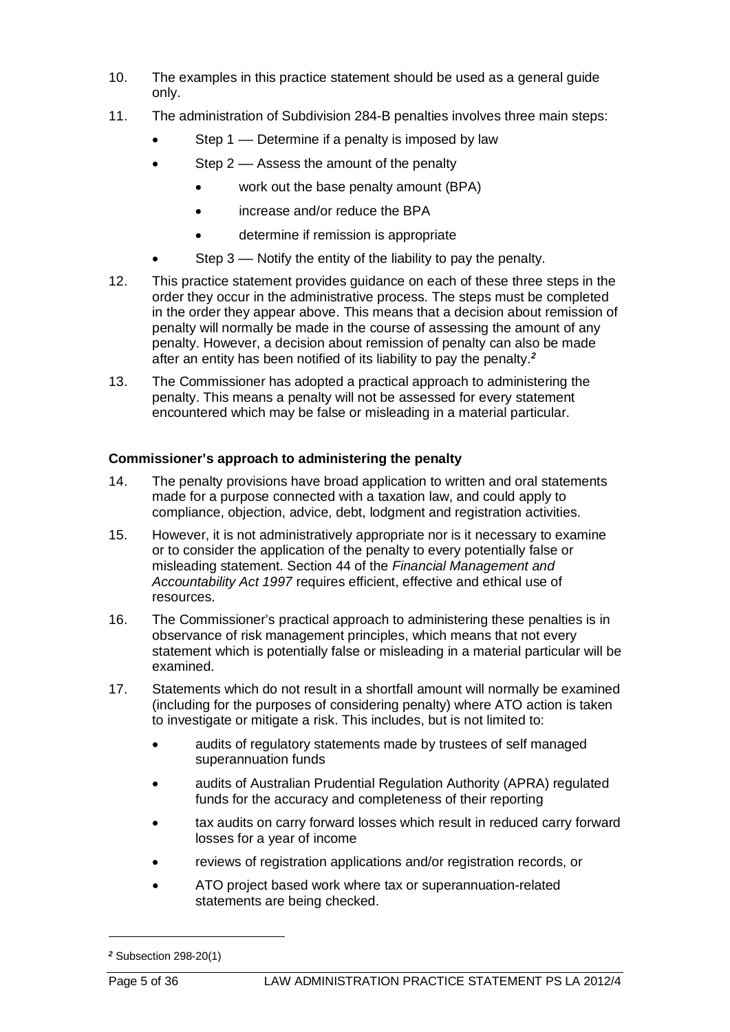10. The examples in this practice statement should be used as a general guide only.

11. The administration of Subdivision 284-B penalties involves three main steps:

    - Step 1 — Determine if a penalty is imposed by law
    - Step 2 — Assess the amount of the penalty
        - work out the base penalty amount (BPA)
        - increase and/or reduce the BPA
        - determine if remission is appropriate
    - Step 3 — Notify the entity of the liability to pay the penalty.

12. This practice statement provides guidance on each of these three steps in the order they occur in the administrative process. The steps must be completed in the order they appear above. This means that a decision about remission of penalty will normally be made in the course of assessing the amount of any penalty. However, a decision about remission of penalty can also be made after an entity has been notified of its liability to pay the penalty.[2]

13. The Commissioner has adopted a practical approach to administering the penalty. This means a penalty will not be assessed for every statement encountered which may be false or misleading in a material particular.

### Commissioner's approach to administering the penalty

14. The penalty provisions have broad application to written and oral statements made for a purpose connected with a taxation law, and could apply to compliance, objection, advice, debt, lodgment and registration activities.

15. However, it is not administratively appropriate nor is it necessary to examine or to consider the application of the penalty to every potentially false or misleading statement. Section 44 of the *Financial Management and Accountability Act 1997* requires efficient, effective and ethical use of resources.

16. The Commissioner's practical approach to administering these penalties is in observance of risk management principles, which means that not every statement which is potentially false or misleading in a material particular will be examined.

17. Statements which do not result in a shortfall amount will normally be examined (including for the purposes of considering penalty) where ATO action is taken to investigate or mitigate a risk. This includes, but is not limited to:

    - audits of regulatory statements made by trustees of self managed superannuation funds
    - audits of Australian Prudential Regulation Authority (APRA) regulated funds for the accuracy and completeness of their reporting
    - tax audits on carry forward losses which result in reduced carry forward losses for a year of income
    - reviews of registration applications and/or registration records, or
    - ATO project based work where tax or superannuation-related statements are being checked.

---

[2] Subsection 298-20(1)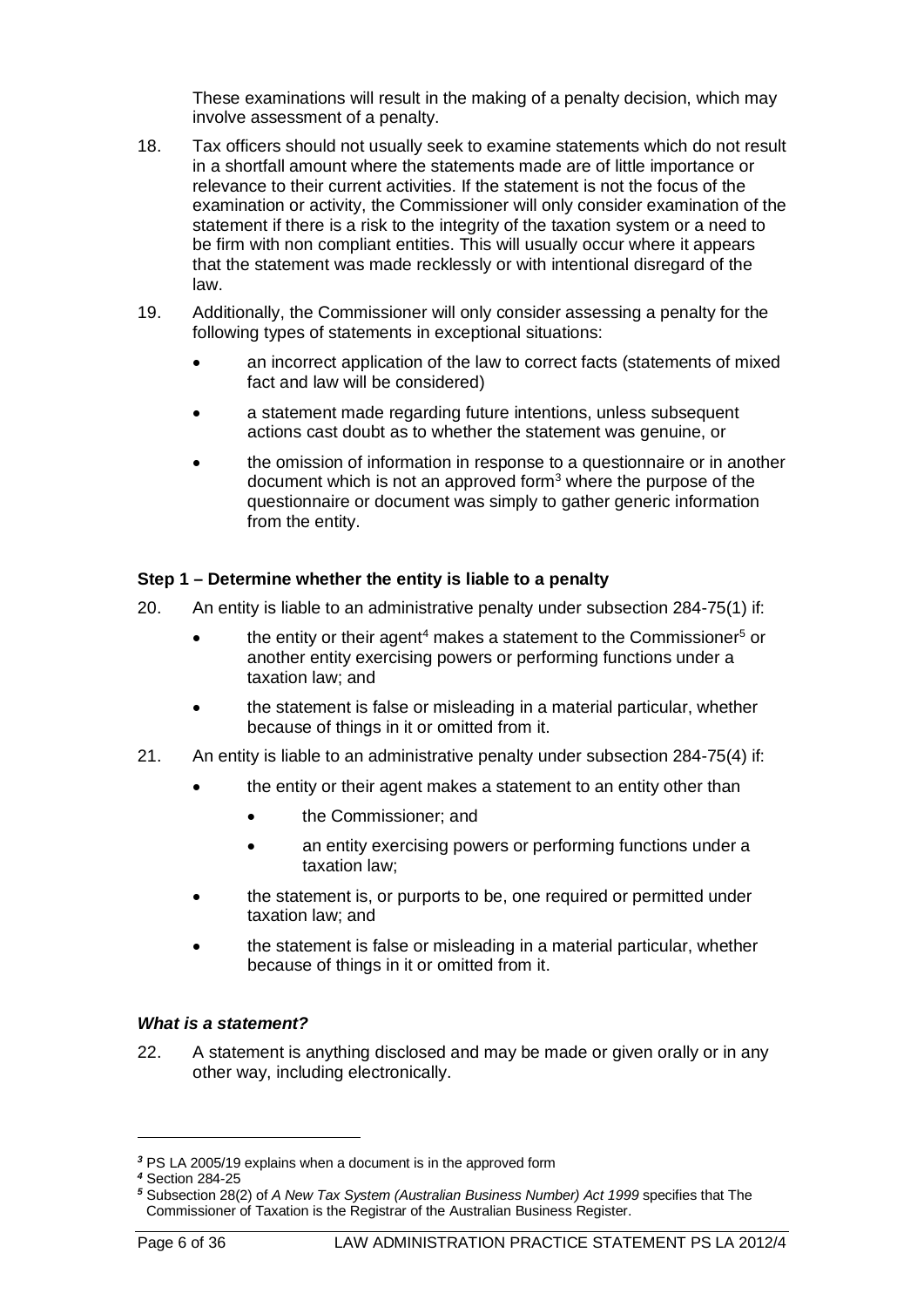These examinations will result in the making of a penalty decision, which may involve assessment of a penalty.

18. Tax officers should not usually seek to examine statements which do not result in a shortfall amount where the statements made are of little importance or relevance to their current activities. If the statement is not the focus of the examination or activity, the Commissioner will only consider examination of the statement if there is a risk to the integrity of the taxation system or a need to be firm with non compliant entities. This will usually occur where it appears that the statement was made recklessly or with intentional disregard of the law.

19. Additionally, the Commissioner will only consider assessing a penalty for the following types of statements in exceptional situations:

- an incorrect application of the law to correct facts (statements of mixed fact and law will be considered)
- a statement made regarding future intentions, unless subsequent actions cast doubt as to whether the statement was genuine, or
- the omission of information in response to a questionnaire or in another document which is not an approved form[3] where the purpose of the questionnaire or document was simply to gather generic information from the entity.

### Step 1 – Determine whether the entity is liable to a penalty

20. An entity is liable to an administrative penalty under subsection 284-75(1) if:

- the entity or their agent[4] makes a statement to the Commissioner[5] or another entity exercising powers or performing functions under a taxation law; and
- the statement is false or misleading in a material particular, whether because of things in it or omitted from it.

21. An entity is liable to an administrative penalty under subsection 284-75(4) if:

- the entity or their agent makes a statement to an entity other than
  - the Commissioner; and
  - an entity exercising powers or performing functions under a taxation law;
- the statement is, or purports to be, one required or permitted under taxation law; and
- the statement is false or misleading in a material particular, whether because of things in it or omitted from it.

#### *What is a statement?*

22. A statement is anything disclosed and may be made or given orally or in any other way, including electronically.

---

[3] PS LA 2005/19 explains when a document is in the approved form

[4] Section 284-25

[5] Subsection 28(2) of *A New Tax System (Australian Business Number) Act 1999* specifies that The Commissioner of Taxation is the Registrar of the Australian Business Register.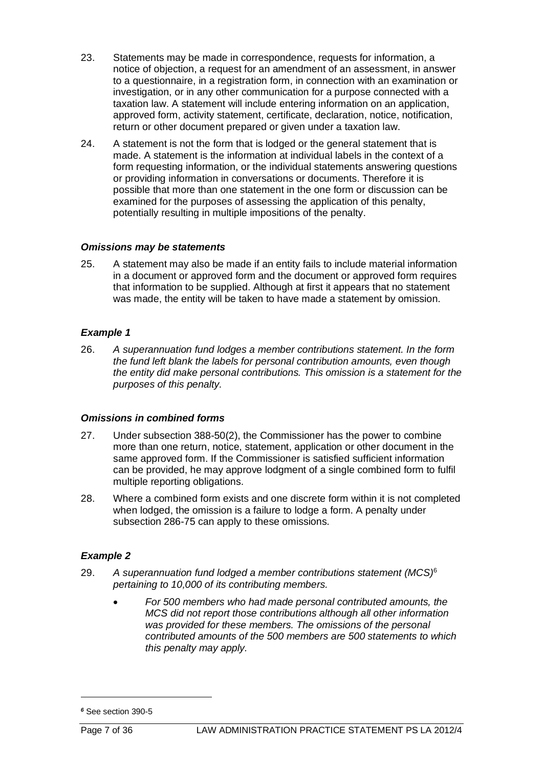23. Statements may be made in correspondence, requests for information, a notice of objection, a request for an amendment of an assessment, in answer to a questionnaire, in a registration form, in connection with an examination or investigation, or in any other communication for a purpose connected with a taxation law. A statement will include entering information on an application, approved form, activity statement, certificate, declaration, notice, notification, return or other document prepared or given under a taxation law.

24. A statement is not the form that is lodged or the general statement that is made. A statement is the information at individual labels in the context of a form requesting information, or the individual statements answering questions or providing information in conversations or documents. Therefore it is possible that more than one statement in the one form or discussion can be examined for the purposes of assessing the application of this penalty, potentially resulting in multiple impositions of the penalty.

### *Omissions may be statements*

25. A statement may also be made if an entity fails to include material information in a document or approved form and the document or approved form requires that information to be supplied. Although at first it appears that no statement was made, the entity will be taken to have made a statement by omission.

### *Example 1*

26. *A superannuation fund lodges a member contributions statement. In the form the fund left blank the labels for personal contribution amounts, even though the entity did make personal contributions. This omission is a statement for the purposes of this penalty.*

### *Omissions in combined forms*

27. Under subsection 388-50(2), the Commissioner has the power to combine more than one return, notice, statement, application or other document in the same approved form. If the Commissioner is satisfied sufficient information can be provided, he may approve lodgment of a single combined form to fulfil multiple reporting obligations.

28. Where a combined form exists and one discrete form within it is not completed when lodged, the omission is a failure to lodge a form. A penalty under subsection 286-75 can apply to these omissions.

### *Example 2*

29. *A superannuation fund lodged a member contributions statement (MCS)*[6] *pertaining to 10,000 of its contributing members.*

    - *For 500 members who had made personal contributed amounts, the MCS did not report those contributions although all other information was provided for these members. The omissions of the personal contributed amounts of the 500 members are 500 statements to which this penalty may apply.*

---

[6] See section 390-5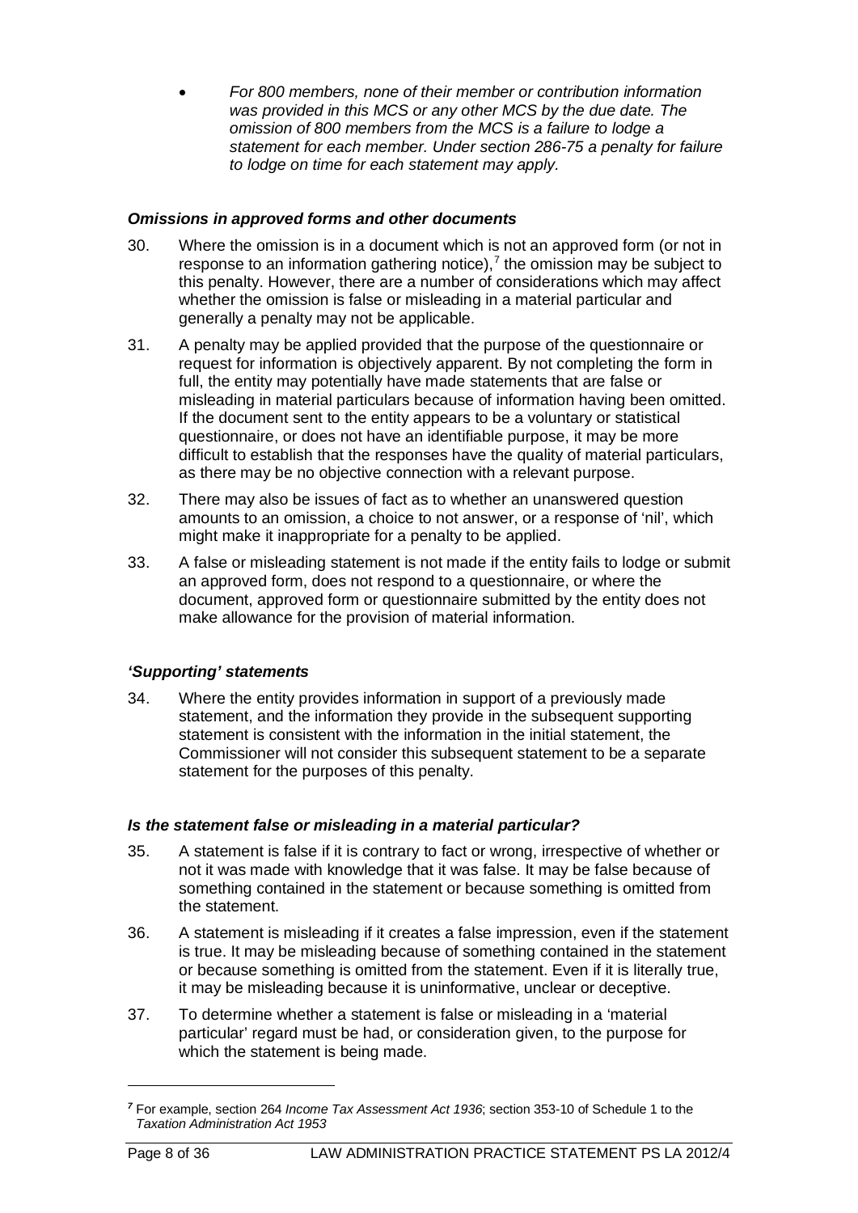- *For 800 members, none of their member or contribution information was provided in this MCS or any other MCS by the due date. The omission of 800 members from the MCS is a failure to lodge a statement for each member. Under section 286-75 a penalty for failure to lodge on time for each statement may apply.*

### *Omissions in approved forms and other documents*

30. Where the omission is in a document which is not an approved form (or not in response to an information gathering notice),[7] the omission may be subject to this penalty. However, there are a number of considerations which may affect whether the omission is false or misleading in a material particular and generally a penalty may not be applicable.

31. A penalty may be applied provided that the purpose of the questionnaire or request for information is objectively apparent. By not completing the form in full, the entity may potentially have made statements that are false or misleading in material particulars because of information having been omitted. If the document sent to the entity appears to be a voluntary or statistical questionnaire, or does not have an identifiable purpose, it may be more difficult to establish that the responses have the quality of material particulars, as there may be no objective connection with a relevant purpose.

32. There may also be issues of fact as to whether an unanswered question amounts to an omission, a choice to not answer, or a response of 'nil', which might make it inappropriate for a penalty to be applied.

33. A false or misleading statement is not made if the entity fails to lodge or submit an approved form, does not respond to a questionnaire, or where the document, approved form or questionnaire submitted by the entity does not make allowance for the provision of material information.

### *'Supporting' statements*

34. Where the entity provides information in support of a previously made statement, and the information they provide in the subsequent supporting statement is consistent with the information in the initial statement, the Commissioner will not consider this subsequent statement to be a separate statement for the purposes of this penalty.

### *Is the statement false or misleading in a material particular?*

35. A statement is false if it is contrary to fact or wrong, irrespective of whether or not it was made with knowledge that it was false. It may be false because of something contained in the statement or because something is omitted from the statement.

36. A statement is misleading if it creates a false impression, even if the statement is true. It may be misleading because of something contained in the statement or because something is omitted from the statement. Even if it is literally true, it may be misleading because it is uninformative, unclear or deceptive.

37. To determine whether a statement is false or misleading in a 'material particular' regard must be had, or consideration given, to the purpose for which the statement is being made.

---

[7] For example, section 264 *Income Tax Assessment Act 1936*; section 353-10 of Schedule 1 to the *Taxation Administration Act 1953*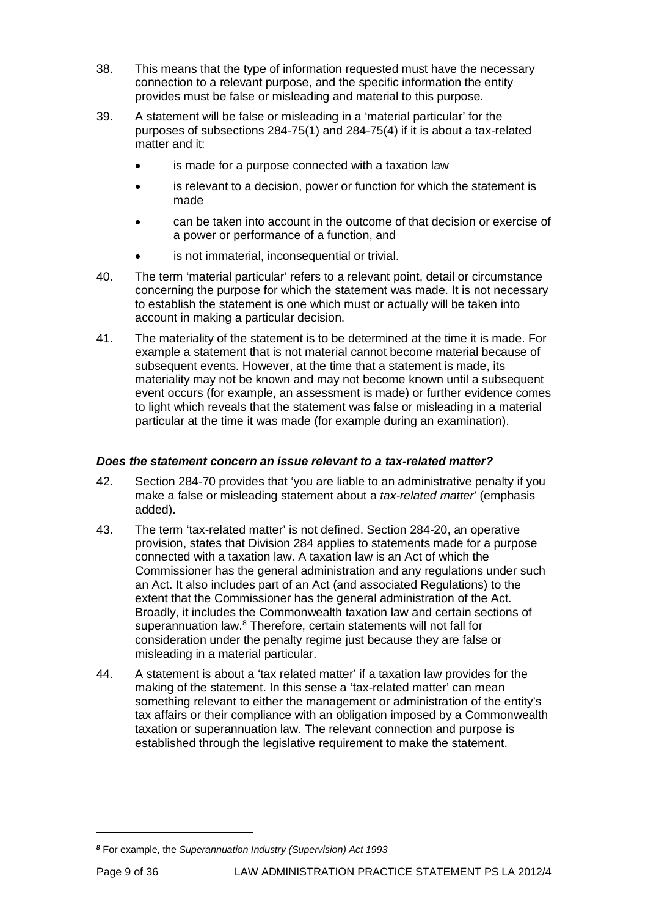38. This means that the type of information requested must have the necessary connection to a relevant purpose, and the specific information the entity provides must be false or misleading and material to this purpose.

39. A statement will be false or misleading in a 'material particular' for the purposes of subsections 284-75(1) and 284-75(4) if it is about a tax-related matter and it:

    - is made for a purpose connected with a taxation law
    - is relevant to a decision, power or function for which the statement is made
    - can be taken into account in the outcome of that decision or exercise of a power or performance of a function, and
    - is not immaterial, inconsequential or trivial.

40. The term 'material particular' refers to a relevant point, detail or circumstance concerning the purpose for which the statement was made. It is not necessary to establish the statement is one which must or actually will be taken into account in making a particular decision.

41. The materiality of the statement is to be determined at the time it is made. For example a statement that is not material cannot become material because of subsequent events. However, at the time that a statement is made, its materiality may not be known and may not become known until a subsequent event occurs (for example, an assessment is made) or further evidence comes to light which reveals that the statement was false or misleading in a material particular at the time it was made (for example during an examination).

### *Does the statement concern an issue relevant to a tax-related matter?*

42. Section 284-70 provides that 'you are liable to an administrative penalty if you make a false or misleading statement about a *tax-related matter*' (emphasis added).

43. The term 'tax-related matter' is not defined. Section 284-20, an operative provision, states that Division 284 applies to statements made for a purpose connected with a taxation law. A taxation law is an Act of which the Commissioner has the general administration and any regulations under such an Act. It also includes part of an Act (and associated Regulations) to the extent that the Commissioner has the general administration of the Act. Broadly, it includes the Commonwealth taxation law and certain sections of superannuation law.[8] Therefore, certain statements will not fall for consideration under the penalty regime just because they are false or misleading in a material particular.

44. A statement is about a 'tax related matter' if a taxation law provides for the making of the statement. In this sense a 'tax-related matter' can mean something relevant to either the management or administration of the entity's tax affairs or their compliance with an obligation imposed by a Commonwealth taxation or superannuation law. The relevant connection and purpose is established through the legislative requirement to make the statement.

---

[8] For example, the *Superannuation Industry (Supervision) Act 1993*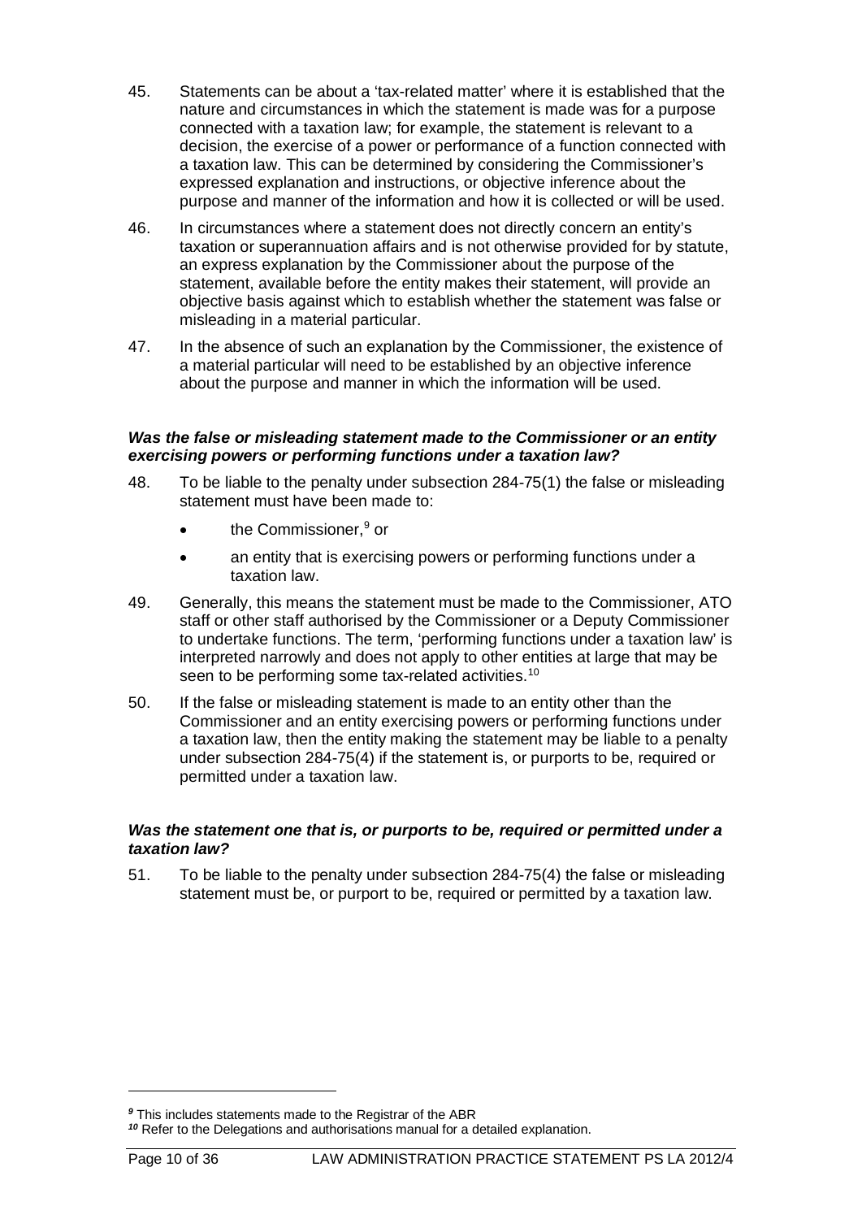45. Statements can be about a 'tax-related matter' where it is established that the nature and circumstances in which the statement is made was for a purpose connected with a taxation law; for example, the statement is relevant to a decision, the exercise of a power or performance of a function connected with a taxation law. This can be determined by considering the Commissioner's expressed explanation and instructions, or objective inference about the purpose and manner of the information and how it is collected or will be used.

46. In circumstances where a statement does not directly concern an entity's taxation or superannuation affairs and is not otherwise provided for by statute, an express explanation by the Commissioner about the purpose of the statement, available before the entity makes their statement, will provide an objective basis against which to establish whether the statement was false or misleading in a material particular.

47. In the absence of such an explanation by the Commissioner, the existence of a material particular will need to be established by an objective inference about the purpose and manner in which the information will be used.

***Was the false or misleading statement made to the Commissioner or an entity exercising powers or performing functions under a taxation law?***

48. To be liable to the penalty under subsection 284-75(1) the false or misleading statement must have been made to:

- the Commissioner,[9] or
- an entity that is exercising powers or performing functions under a taxation law.

49. Generally, this means the statement must be made to the Commissioner, ATO staff or other staff authorised by the Commissioner or a Deputy Commissioner to undertake functions. The term, 'performing functions under a taxation law' is interpreted narrowly and does not apply to other entities at large that may be seen to be performing some tax-related activities.[10]

50. If the false or misleading statement is made to an entity other than the Commissioner and an entity exercising powers or performing functions under a taxation law, then the entity making the statement may be liable to a penalty under subsection 284-75(4) if the statement is, or purports to be, required or permitted under a taxation law.

***Was the statement one that is, or purports to be, required or permitted under a taxation law?***

51. To be liable to the penalty under subsection 284-75(4) the false or misleading statement must be, or purport to be, required or permitted by a taxation law.

---

[9] This includes statements made to the Registrar of the ABR

[10] Refer to the Delegations and authorisations manual for a detailed explanation.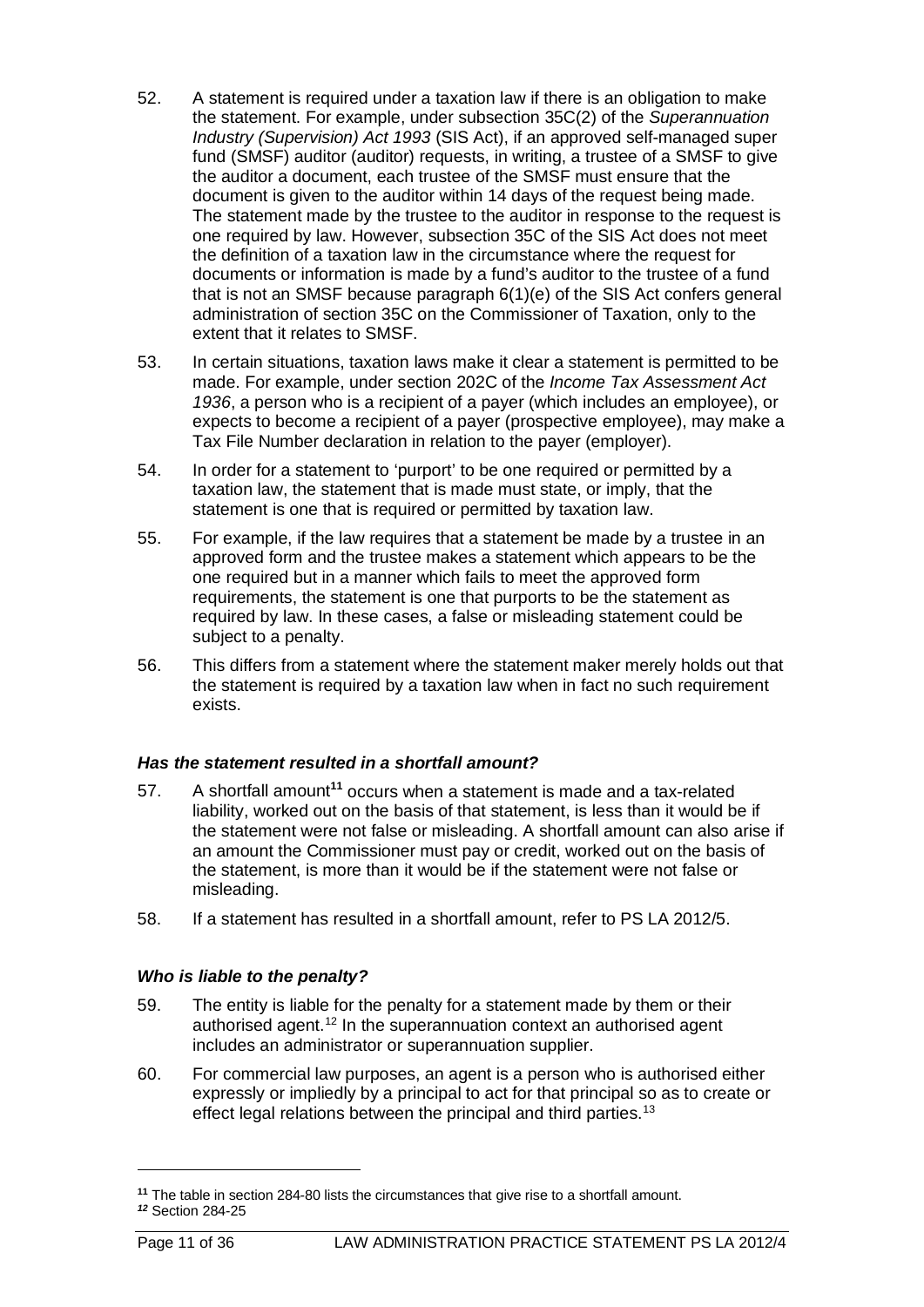52. A statement is required under a taxation law if there is an obligation to make the statement. For example, under subsection 35C(2) of the *Superannuation Industry (Supervision) Act 1993* (SIS Act), if an approved self-managed super fund (SMSF) auditor (auditor) requests, in writing, a trustee of a SMSF to give the auditor a document, each trustee of the SMSF must ensure that the document is given to the auditor within 14 days of the request being made. The statement made by the trustee to the auditor in response to the request is one required by law. However, subsection 35C of the SIS Act does not meet the definition of a taxation law in the circumstance where the request for documents or information is made by a fund's auditor to the trustee of a fund that is not an SMSF because paragraph 6(1)(e) of the SIS Act confers general administration of section 35C on the Commissioner of Taxation, only to the extent that it relates to SMSF.

53. In certain situations, taxation laws make it clear a statement is permitted to be made. For example, under section 202C of the *Income Tax Assessment Act 1936*, a person who is a recipient of a payer (which includes an employee), or expects to become a recipient of a payer (prospective employee), may make a Tax File Number declaration in relation to the payer (employer).

54. In order for a statement to 'purport' to be one required or permitted by a taxation law, the statement that is made must state, or imply, that the statement is one that is required or permitted by taxation law.

55. For example, if the law requires that a statement be made by a trustee in an approved form and the trustee makes a statement which appears to be the one required but in a manner which fails to meet the approved form requirements, the statement is one that purports to be the statement as required by law. In these cases, a false or misleading statement could be subject to a penalty.

56. This differs from a statement where the statement maker merely holds out that the statement is required by a taxation law when in fact no such requirement exists.

### *Has the statement resulted in a shortfall amount?*

57. A shortfall amount[11] occurs when a statement is made and a tax-related liability, worked out on the basis of that statement, is less than it would be if the statement were not false or misleading. A shortfall amount can also arise if an amount the Commissioner must pay or credit, worked out on the basis of the statement, is more than it would be if the statement were not false or misleading.

58. If a statement has resulted in a shortfall amount, refer to PS LA 2012/5.

### *Who is liable to the penalty?*

59. The entity is liable for the penalty for a statement made by them or their authorised agent.[12] In the superannuation context an authorised agent includes an administrator or superannuation supplier.

60. For commercial law purposes, an agent is a person who is authorised either expressly or impliedly by a principal to act for that principal so as to create or effect legal relations between the principal and third parties.[13]

---

[11] The table in section 284-80 lists the circumstances that give rise to a shortfall amount.

[12] Section 284-25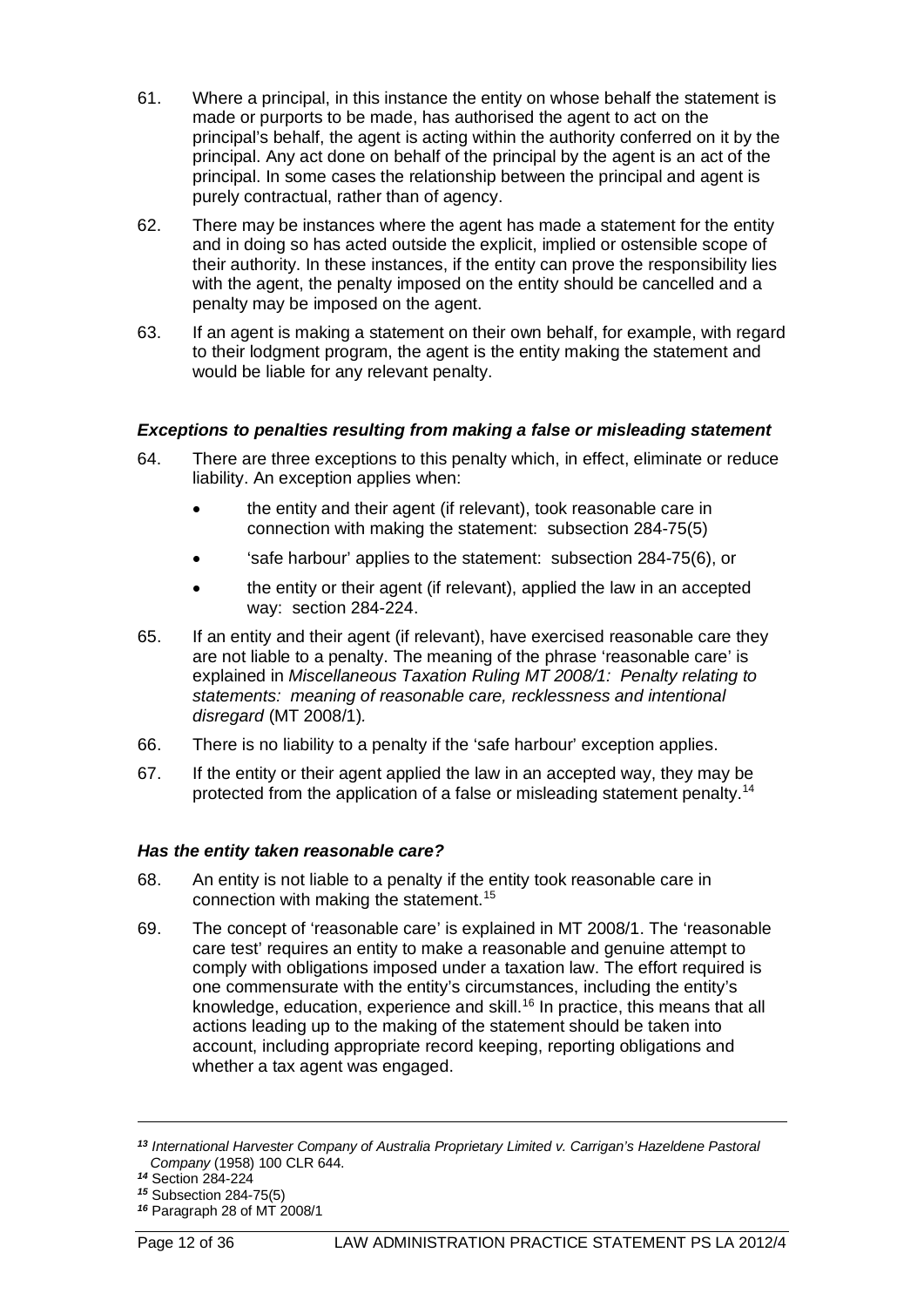61. Where a principal, in this instance the entity on whose behalf the statement is made or purports to be made, has authorised the agent to act on the principal's behalf, the agent is acting within the authority conferred on it by the principal. Any act done on behalf of the principal by the agent is an act of the principal. In some cases the relationship between the principal and agent is purely contractual, rather than of agency.

62. There may be instances where the agent has made a statement for the entity and in doing so has acted outside the explicit, implied or ostensible scope of their authority. In these instances, if the entity can prove the responsibility lies with the agent, the penalty imposed on the entity should be cancelled and a penalty may be imposed on the agent.

63. If an agent is making a statement on their own behalf, for example, with regard to their lodgment program, the agent is the entity making the statement and would be liable for any relevant penalty.

### *Exceptions to penalties resulting from making a false or misleading statement*

64. There are three exceptions to this penalty which, in effect, eliminate or reduce liability. An exception applies when:

- the entity and their agent (if relevant), took reasonable care in connection with making the statement: subsection 284-75(5)
- 'safe harbour' applies to the statement: subsection 284-75(6), or
- the entity or their agent (if relevant), applied the law in an accepted way: section 284-224.

65. If an entity and their agent (if relevant), have exercised reasonable care they are not liable to a penalty. The meaning of the phrase 'reasonable care' is explained in *Miscellaneous Taxation Ruling MT 2008/1: Penalty relating to statements: meaning of reasonable care, recklessness and intentional disregard* (MT 2008/1).

66. There is no liability to a penalty if the 'safe harbour' exception applies.

67. If the entity or their agent applied the law in an accepted way, they may be protected from the application of a false or misleading statement penalty.[14]

### *Has the entity taken reasonable care?*

68. An entity is not liable to a penalty if the entity took reasonable care in connection with making the statement.[15]

69. The concept of 'reasonable care' is explained in MT 2008/1. The 'reasonable care test' requires an entity to make a reasonable and genuine attempt to comply with obligations imposed under a taxation law. The effort required is one commensurate with the entity's circumstances, including the entity's knowledge, education, experience and skill.[16] In practice, this means that all actions leading up to the making of the statement should be taken into account, including appropriate record keeping, reporting obligations and whether a tax agent was engaged.

---

[13] *International Harvester Company of Australia Proprietary Limited v. Carrigan's Hazeldene Pastoral Company* (1958) 100 CLR 644.

[14] Section 284-224

[15] Subsection 284-75(5)

[16] Paragraph 28 of MT 2008/1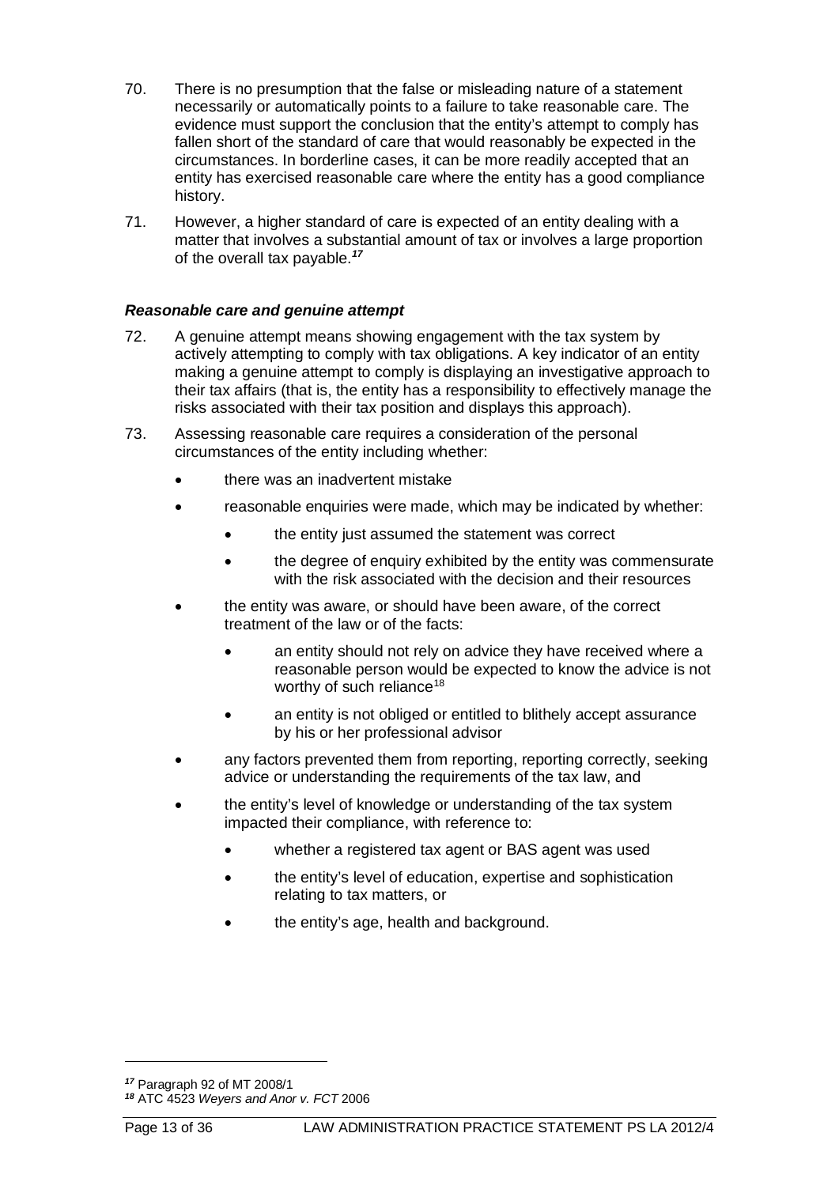70. There is no presumption that the false or misleading nature of a statement necessarily or automatically points to a failure to take reasonable care. The evidence must support the conclusion that the entity's attempt to comply has fallen short of the standard of care that would reasonably be expected in the circumstances. In borderline cases, it can be more readily accepted that an entity has exercised reasonable care where the entity has a good compliance history.

71. However, a higher standard of care is expected of an entity dealing with a matter that involves a substantial amount of tax or involves a large proportion of the overall tax payable.[17]

### *Reasonable care and genuine attempt*

72. A genuine attempt means showing engagement with the tax system by actively attempting to comply with tax obligations. A key indicator of an entity making a genuine attempt to comply is displaying an investigative approach to their tax affairs (that is, the entity has a responsibility to effectively manage the risks associated with their tax position and displays this approach).

73. Assessing reasonable care requires a consideration of the personal circumstances of the entity including whether:

- there was an inadvertent mistake
- reasonable enquiries were made, which may be indicated by whether:
  - the entity just assumed the statement was correct
  - the degree of enquiry exhibited by the entity was commensurate with the risk associated with the decision and their resources
- the entity was aware, or should have been aware, of the correct treatment of the law or of the facts:
  - an entity should not rely on advice they have received where a reasonable person would be expected to know the advice is not worthy of such reliance[18]
  - an entity is not obliged or entitled to blithely accept assurance by his or her professional advisor
- any factors prevented them from reporting, reporting correctly, seeking advice or understanding the requirements of the tax law, and
- the entity's level of knowledge or understanding of the tax system impacted their compliance, with reference to:
  - whether a registered tax agent or BAS agent was used
  - the entity's level of education, expertise and sophistication relating to tax matters, or
  - the entity's age, health and background.

---

[17] Paragraph 92 of MT 2008/1

[18] ATC 4523 *Weyers and Anor v. FCT* 2006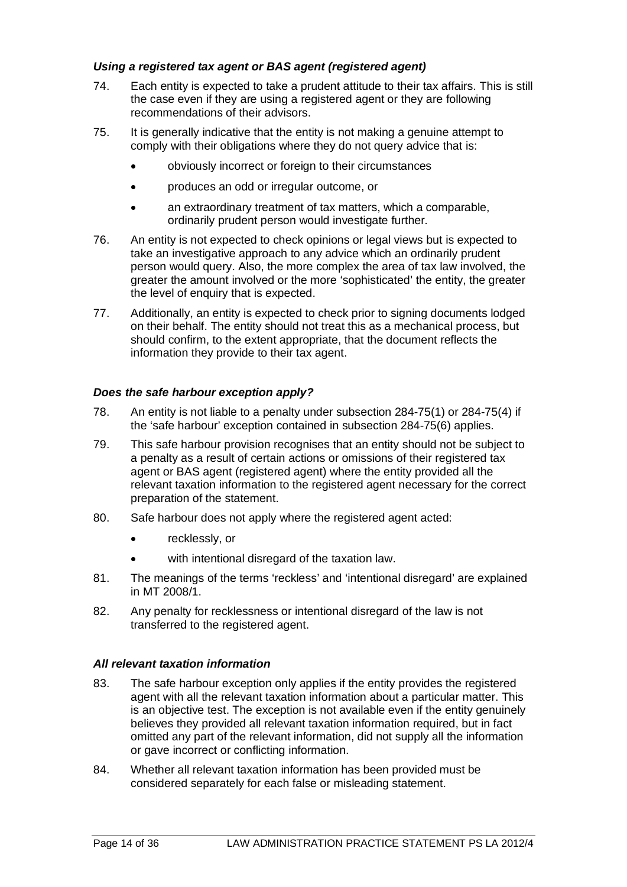### *Using a registered tax agent or BAS agent (registered agent)*

74. Each entity is expected to take a prudent attitude to their tax affairs. This is still the case even if they are using a registered agent or they are following recommendations of their advisors.

75. It is generally indicative that the entity is not making a genuine attempt to comply with their obligations where they do not query advice that is:

    - obviously incorrect or foreign to their circumstances
    - produces an odd or irregular outcome, or
    - an extraordinary treatment of tax matters, which a comparable, ordinarily prudent person would investigate further.

76. An entity is not expected to check opinions or legal views but is expected to take an investigative approach to any advice which an ordinarily prudent person would query. Also, the more complex the area of tax law involved, the greater the amount involved or the more 'sophisticated' the entity, the greater the level of enquiry that is expected.

77. Additionally, an entity is expected to check prior to signing documents lodged on their behalf. The entity should not treat this as a mechanical process, but should confirm, to the extent appropriate, that the document reflects the information they provide to their tax agent.

### *Does the safe harbour exception apply?*

78. An entity is not liable to a penalty under subsection 284-75(1) or 284-75(4) if the 'safe harbour' exception contained in subsection 284-75(6) applies.

79. This safe harbour provision recognises that an entity should not be subject to a penalty as a result of certain actions or omissions of their registered tax agent or BAS agent (registered agent) where the entity provided all the relevant taxation information to the registered agent necessary for the correct preparation of the statement.

80. Safe harbour does not apply where the registered agent acted:

    - recklessly, or
    - with intentional disregard of the taxation law.

81. The meanings of the terms 'reckless' and 'intentional disregard' are explained in MT 2008/1.

82. Any penalty for recklessness or intentional disregard of the law is not transferred to the registered agent.

### *All relevant taxation information*

83. The safe harbour exception only applies if the entity provides the registered agent with all the relevant taxation information about a particular matter. This is an objective test. The exception is not available even if the entity genuinely believes they provided all relevant taxation information required, but in fact omitted any part of the relevant information, did not supply all the information or gave incorrect or conflicting information.

84. Whether all relevant taxation information has been provided must be considered separately for each false or misleading statement.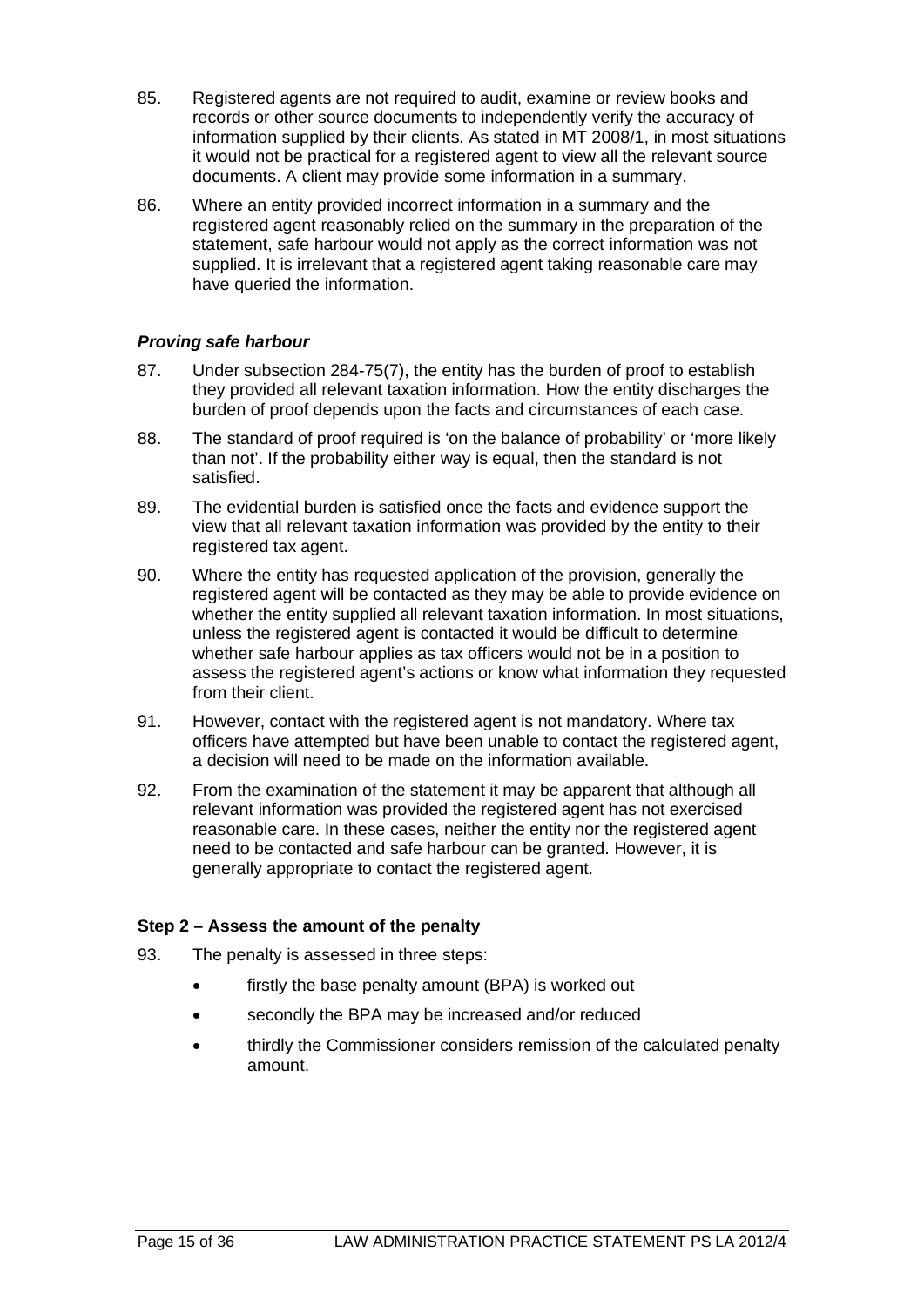85. Registered agents are not required to audit, examine or review books and records or other source documents to independently verify the accuracy of information supplied by their clients. As stated in MT 2008/1, in most situations it would not be practical for a registered agent to view all the relevant source documents. A client may provide some information in a summary.

86. Where an entity provided incorrect information in a summary and the registered agent reasonably relied on the summary in the preparation of the statement, safe harbour would not apply as the correct information was not supplied. It is irrelevant that a registered agent taking reasonable care may have queried the information.

### *Proving safe harbour*

87. Under subsection 284-75(7), the entity has the burden of proof to establish they provided all relevant taxation information. How the entity discharges the burden of proof depends upon the facts and circumstances of each case.

88. The standard of proof required is 'on the balance of probability' or 'more likely than not'. If the probability either way is equal, then the standard is not satisfied.

89. The evidential burden is satisfied once the facts and evidence support the view that all relevant taxation information was provided by the entity to their registered tax agent.

90. Where the entity has requested application of the provision, generally the registered agent will be contacted as they may be able to provide evidence on whether the entity supplied all relevant taxation information. In most situations, unless the registered agent is contacted it would be difficult to determine whether safe harbour applies as tax officers would not be in a position to assess the registered agent's actions or know what information they requested from their client.

91. However, contact with the registered agent is not mandatory. Where tax officers have attempted but have been unable to contact the registered agent, a decision will need to be made on the information available.

92. From the examination of the statement it may be apparent that although all relevant information was provided the registered agent has not exercised reasonable care. In these cases, neither the entity nor the registered agent need to be contacted and safe harbour can be granted. However, it is generally appropriate to contact the registered agent.

### Step 2 – Assess the amount of the penalty

93. The penalty is assessed in three steps:

- firstly the base penalty amount (BPA) is worked out
- secondly the BPA may be increased and/or reduced
- thirdly the Commissioner considers remission of the calculated penalty amount.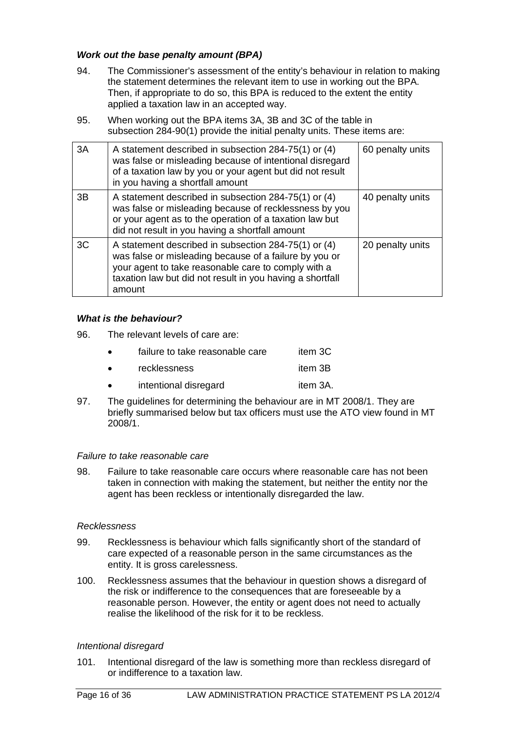***Work out the base penalty amount (BPA)***

94. The Commissioner's assessment of the entity's behaviour in relation to making the statement determines the relevant item to use in working out the BPA. Then, if appropriate to do so, this BPA is reduced to the extent the entity applied a taxation law in an accepted way.

95. When working out the BPA items 3A, 3B and 3C of the table in subsection 284-90(1) provide the initial penalty units. These items are:

| | | |
|---|---|---|
| 3A | A statement described in subsection 284-75(1) or (4) was false or misleading because of intentional disregard of a taxation law by you or your agent but did not result in you having a shortfall amount | 60 penalty units |
| 3B | A statement described in subsection 284-75(1) or (4) was false or misleading because of recklessness by you or your agent as to the operation of a taxation law but did not result in you having a shortfall amount | 40 penalty units |
| 3C | A statement described in subsection 284-75(1) or (4) was false or misleading because of a failure by you or your agent to take reasonable care to comply with a taxation law but did not result in you having a shortfall amount | 20 penalty units |

***What is the behaviour?***

96. The relevant levels of care are:

- failure to take reasonable care item 3C
- recklessness item 3B
- intentional disregard item 3A.

97. The guidelines for determining the behaviour are in MT 2008/1. They are briefly summarised below but tax officers must use the ATO view found in MT 2008/1.

*Failure to take reasonable care*

98. Failure to take reasonable care occurs where reasonable care has not been taken in connection with making the statement, but neither the entity nor the agent has been reckless or intentionally disregarded the law.

*Recklessness*

99. Recklessness is behaviour which falls significantly short of the standard of care expected of a reasonable person in the same circumstances as the entity. It is gross carelessness.

100. Recklessness assumes that the behaviour in question shows a disregard of the risk or indifference to the consequences that are foreseeable by a reasonable person. However, the entity or agent does not need to actually realise the likelihood of the risk for it to be reckless.

*Intentional disregard*

101. Intentional disregard of the law is something more than reckless disregard of or indifference to a taxation law.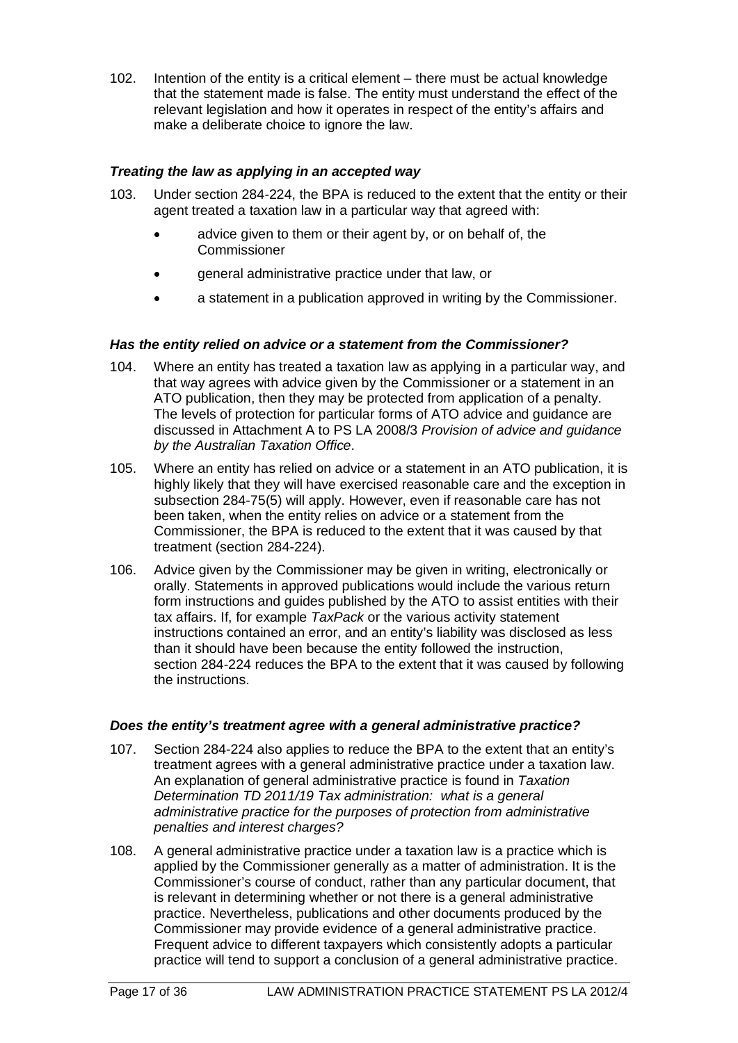102. Intention of the entity is a critical element – there must be actual knowledge that the statement made is false. The entity must understand the effect of the relevant legislation and how it operates in respect of the entity's affairs and make a deliberate choice to ignore the law.

### *Treating the law as applying in an accepted way*

103. Under section 284-224, the BPA is reduced to the extent that the entity or their agent treated a taxation law in a particular way that agreed with:

- advice given to them or their agent by, or on behalf of, the Commissioner
- general administrative practice under that law, or
- a statement in a publication approved in writing by the Commissioner.

### *Has the entity relied on advice or a statement from the Commissioner?*

104. Where an entity has treated a taxation law as applying in a particular way, and that way agrees with advice given by the Commissioner or a statement in an ATO publication, then they may be protected from application of a penalty. The levels of protection for particular forms of ATO advice and guidance are discussed in Attachment A to PS LA 2008/3 *Provision of advice and guidance by the Australian Taxation Office*.

105. Where an entity has relied on advice or a statement in an ATO publication, it is highly likely that they will have exercised reasonable care and the exception in subsection 284-75(5) will apply. However, even if reasonable care has not been taken, when the entity relies on advice or a statement from the Commissioner, the BPA is reduced to the extent that it was caused by that treatment (section 284-224).

106. Advice given by the Commissioner may be given in writing, electronically or orally. Statements in approved publications would include the various return form instructions and guides published by the ATO to assist entities with their tax affairs. If, for example *TaxPack* or the various activity statement instructions contained an error, and an entity's liability was disclosed as less than it should have been because the entity followed the instruction, section 284-224 reduces the BPA to the extent that it was caused by following the instructions.

### *Does the entity's treatment agree with a general administrative practice?*

107. Section 284-224 also applies to reduce the BPA to the extent that an entity's treatment agrees with a general administrative practice under a taxation law. An explanation of general administrative practice is found in *Taxation Determination TD 2011/19 Tax administration: what is a general administrative practice for the purposes of protection from administrative penalties and interest charges?*

108. A general administrative practice under a taxation law is a practice which is applied by the Commissioner generally as a matter of administration. It is the Commissioner's course of conduct, rather than any particular document, that is relevant in determining whether or not there is a general administrative practice. Nevertheless, publications and other documents produced by the Commissioner may provide evidence of a general administrative practice. Frequent advice to different taxpayers which consistently adopts a particular practice will tend to support a conclusion of a general administrative practice.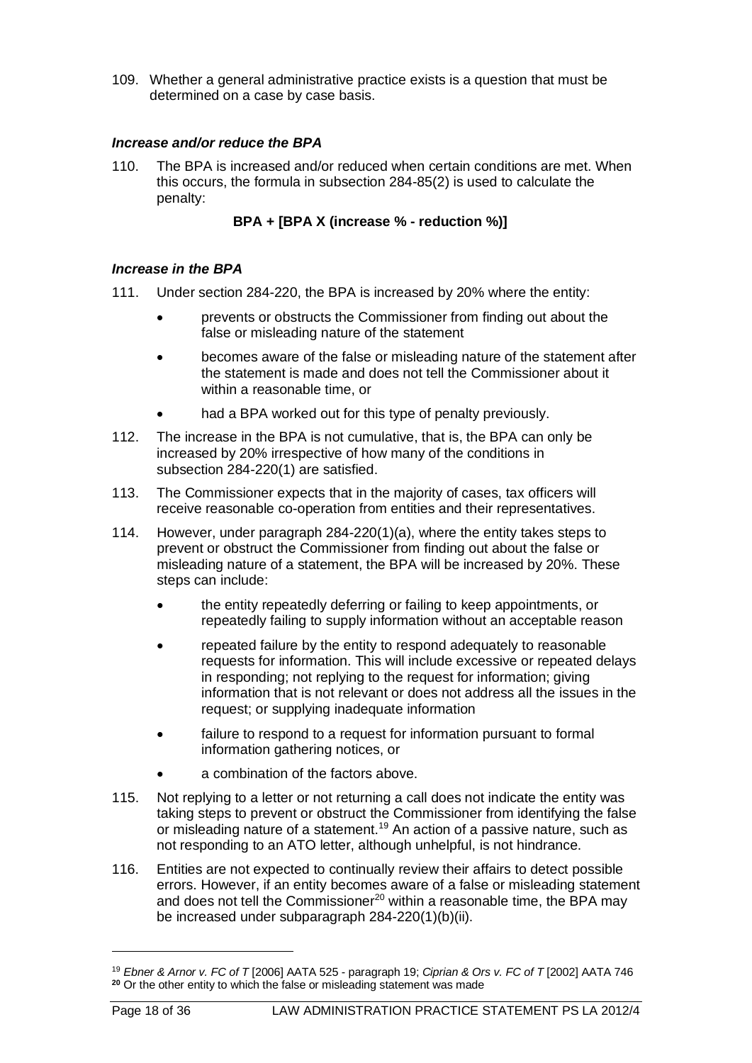109. Whether a general administrative practice exists is a question that must be determined on a case by case basis.

### *Increase and/or reduce the BPA*

110. The BPA is increased and/or reduced when certain conditions are met. When this occurs, the formula in subsection 284-85(2) is used to calculate the penalty:

**BPA + [BPA X (increase % - reduction %)]**

### *Increase in the BPA*

111. Under section 284-220, the BPA is increased by 20% where the entity:

- prevents or obstructs the Commissioner from finding out about the false or misleading nature of the statement
- becomes aware of the false or misleading nature of the statement after the statement is made and does not tell the Commissioner about it within a reasonable time, or
- had a BPA worked out for this type of penalty previously.

112. The increase in the BPA is not cumulative, that is, the BPA can only be increased by 20% irrespective of how many of the conditions in subsection 284-220(1) are satisfied.

113. The Commissioner expects that in the majority of cases, tax officers will receive reasonable co-operation from entities and their representatives.

114. However, under paragraph 284-220(1)(a), where the entity takes steps to prevent or obstruct the Commissioner from finding out about the false or misleading nature of a statement, the BPA will be increased by 20%. These steps can include:

- the entity repeatedly deferring or failing to keep appointments, or repeatedly failing to supply information without an acceptable reason
- repeated failure by the entity to respond adequately to reasonable requests for information. This will include excessive or repeated delays in responding; not replying to the request for information; giving information that is not relevant or does not address all the issues in the request; or supplying inadequate information
- failure to respond to a request for information pursuant to formal information gathering notices, or
- a combination of the factors above.

115. Not replying to a letter or not returning a call does not indicate the entity was taking steps to prevent or obstruct the Commissioner from identifying the false or misleading nature of a statement.[19] An action of a passive nature, such as not responding to an ATO letter, although unhelpful, is not hindrance.

116. Entities are not expected to continually review their affairs to detect possible errors. However, if an entity becomes aware of a false or misleading statement and does not tell the Commissioner[20] within a reasonable time, the BPA may be increased under subparagraph 284-220(1)(b)(ii).

---

[19] *Ebner & Arnor v. FC of T* [2006] AATA 525 - paragraph 19; *Ciprian & Ors v. FC of T* [2002] AATA 746

[20] Or the other entity to which the false or misleading statement was made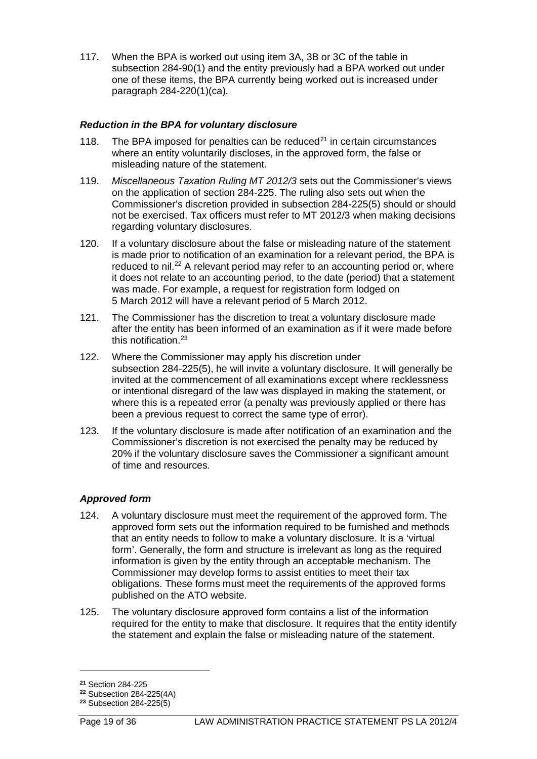117. When the BPA is worked out using item 3A, 3B or 3C of the table in subsection 284-90(1) and the entity previously had a BPA worked out under one of these items, the BPA currently being worked out is increased under paragraph 284-220(1)(ca).

### *Reduction in the BPA for voluntary disclosure*

118. The BPA imposed for penalties can be reduced[21] in certain circumstances where an entity voluntarily discloses, in the approved form, the false or misleading nature of the statement.

119. *Miscellaneous Taxation Ruling MT 2012/3* sets out the Commissioner's views on the application of section 284-225. The ruling also sets out when the Commissioner's discretion provided in subsection 284-225(5) should or should not be exercised. Tax officers must refer to MT 2012/3 when making decisions regarding voluntary disclosures.

120. If a voluntary disclosure about the false or misleading nature of the statement is made prior to notification of an examination for a relevant period, the BPA is reduced to nil.[22] A relevant period may refer to an accounting period or, where it does not relate to an accounting period, to the date (period) that a statement was made. For example, a request for registration form lodged on 5 March 2012 will have a relevant period of 5 March 2012.

121. The Commissioner has the discretion to treat a voluntary disclosure made after the entity has been informed of an examination as if it were made before this notification.[23]

122. Where the Commissioner may apply his discretion under subsection 284-225(5), he will invite a voluntary disclosure. It will generally be invited at the commencement of all examinations except where recklessness or intentional disregard of the law was displayed in making the statement, or where this is a repeated error (a penalty was previously applied or there has been a previous request to correct the same type of error).

123. If the voluntary disclosure is made after notification of an examination and the Commissioner's discretion is not exercised the penalty may be reduced by 20% if the voluntary disclosure saves the Commissioner a significant amount of time and resources.

### *Approved form*

124. A voluntary disclosure must meet the requirement of the approved form. The approved form sets out the information required to be furnished and methods that an entity needs to follow to make a voluntary disclosure. It is a 'virtual form'. Generally, the form and structure is irrelevant as long as the required information is given by the entity through an acceptable mechanism. The Commissioner may develop forms to assist entities to meet their tax obligations. These forms must meet the requirements of the approved forms published on the ATO website.

125. The voluntary disclosure approved form contains a list of the information required for the entity to make that disclosure. It requires that the entity identify the statement and explain the false or misleading nature of the statement.

---

[21] Section 284-225

[22] Subsection 284-225(4A)

[23] Subsection 284-225(5)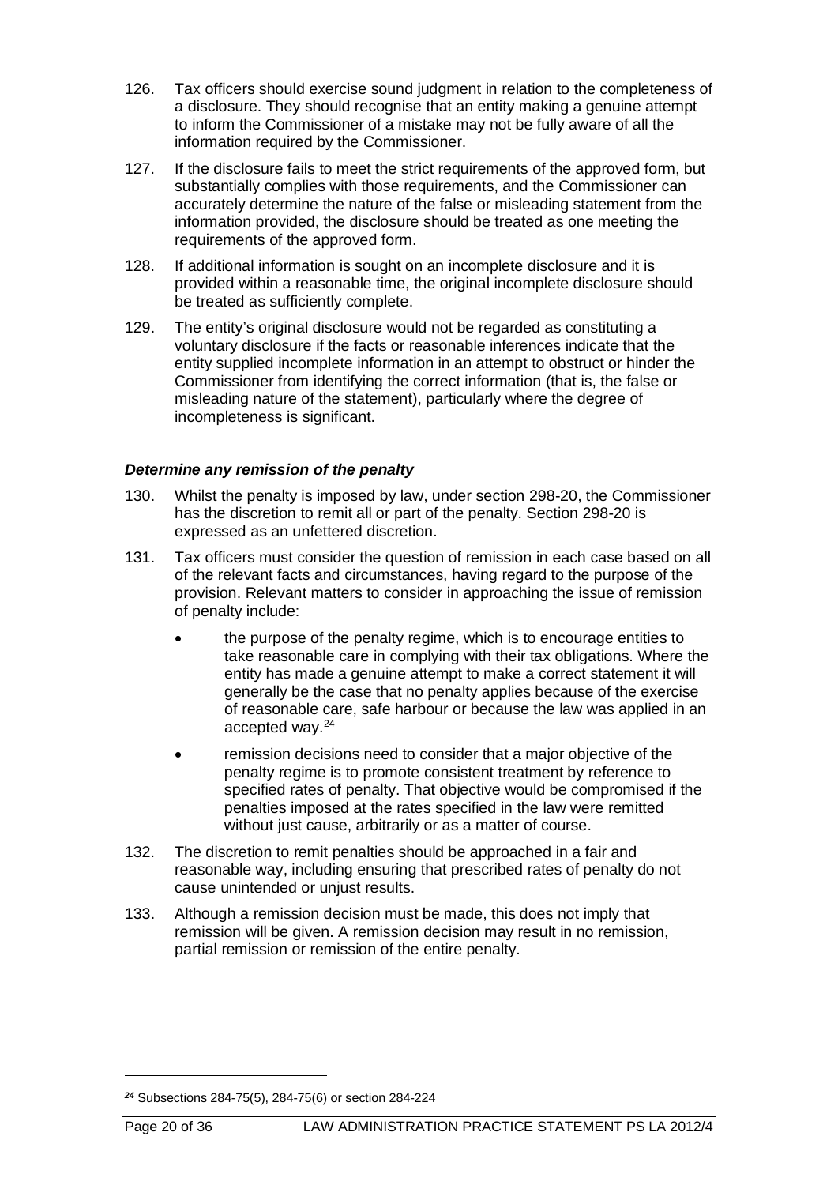126. Tax officers should exercise sound judgment in relation to the completeness of a disclosure. They should recognise that an entity making a genuine attempt to inform the Commissioner of a mistake may not be fully aware of all the information required by the Commissioner.

127. If the disclosure fails to meet the strict requirements of the approved form, but substantially complies with those requirements, and the Commissioner can accurately determine the nature of the false or misleading statement from the information provided, the disclosure should be treated as one meeting the requirements of the approved form.

128. If additional information is sought on an incomplete disclosure and it is provided within a reasonable time, the original incomplete disclosure should be treated as sufficiently complete.

129. The entity's original disclosure would not be regarded as constituting a voluntary disclosure if the facts or reasonable inferences indicate that the entity supplied incomplete information in an attempt to obstruct or hinder the Commissioner from identifying the correct information (that is, the false or misleading nature of the statement), particularly where the degree of incompleteness is significant.

### *Determine any remission of the penalty*

130. Whilst the penalty is imposed by law, under section 298-20, the Commissioner has the discretion to remit all or part of the penalty. Section 298-20 is expressed as an unfettered discretion.

131. Tax officers must consider the question of remission in each case based on all of the relevant facts and circumstances, having regard to the purpose of the provision. Relevant matters to consider in approaching the issue of remission of penalty include:

- the purpose of the penalty regime, which is to encourage entities to take reasonable care in complying with their tax obligations. Where the entity has made a genuine attempt to make a correct statement it will generally be the case that no penalty applies because of the exercise of reasonable care, safe harbour or because the law was applied in an accepted way.[24]
- remission decisions need to consider that a major objective of the penalty regime is to promote consistent treatment by reference to specified rates of penalty. That objective would be compromised if the penalties imposed at the rates specified in the law were remitted without just cause, arbitrarily or as a matter of course.

132. The discretion to remit penalties should be approached in a fair and reasonable way, including ensuring that prescribed rates of penalty do not cause unintended or unjust results.

133. Although a remission decision must be made, this does not imply that remission will be given. A remission decision may result in no remission, partial remission or remission of the entire penalty.

---

[24] Subsections 284-75(5), 284-75(6) or section 284-224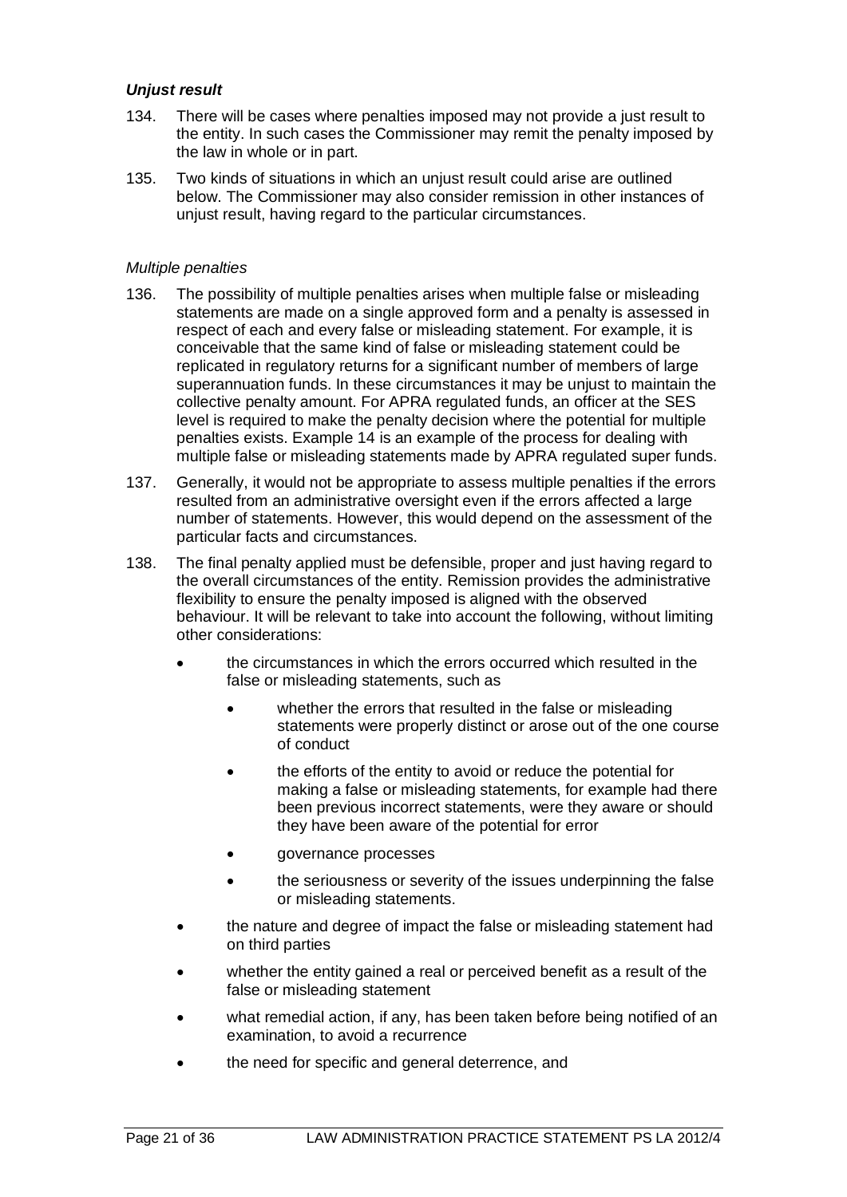### ***Unjust result***

134. There will be cases where penalties imposed may not provide a just result to the entity. In such cases the Commissioner may remit the penalty imposed by the law in whole or in part.

135. Two kinds of situations in which an unjust result could arise are outlined below. The Commissioner may also consider remission in other instances of unjust result, having regard to the particular circumstances.

#### *Multiple penalties*

136. The possibility of multiple penalties arises when multiple false or misleading statements are made on a single approved form and a penalty is assessed in respect of each and every false or misleading statement. For example, it is conceivable that the same kind of false or misleading statement could be replicated in regulatory returns for a significant number of members of large superannuation funds. In these circumstances it may be unjust to maintain the collective penalty amount. For APRA regulated funds, an officer at the SES level is required to make the penalty decision where the potential for multiple penalties exists. Example 14 is an example of the process for dealing with multiple false or misleading statements made by APRA regulated super funds.

137. Generally, it would not be appropriate to assess multiple penalties if the errors resulted from an administrative oversight even if the errors affected a large number of statements. However, this would depend on the assessment of the particular facts and circumstances.

138. The final penalty applied must be defensible, proper and just having regard to the overall circumstances of the entity. Remission provides the administrative flexibility to ensure the penalty imposed is aligned with the observed behaviour. It will be relevant to take into account the following, without limiting other considerations:

- the circumstances in which the errors occurred which resulted in the false or misleading statements, such as
  - whether the errors that resulted in the false or misleading statements were properly distinct or arose out of the one course of conduct
  - the efforts of the entity to avoid or reduce the potential for making a false or misleading statements, for example had there been previous incorrect statements, were they aware or should they have been aware of the potential for error
  - governance processes
  - the seriousness or severity of the issues underpinning the false or misleading statements.
- the nature and degree of impact the false or misleading statement had on third parties
- whether the entity gained a real or perceived benefit as a result of the false or misleading statement
- what remedial action, if any, has been taken before being notified of an examination, to avoid a recurrence
- the need for specific and general deterrence, and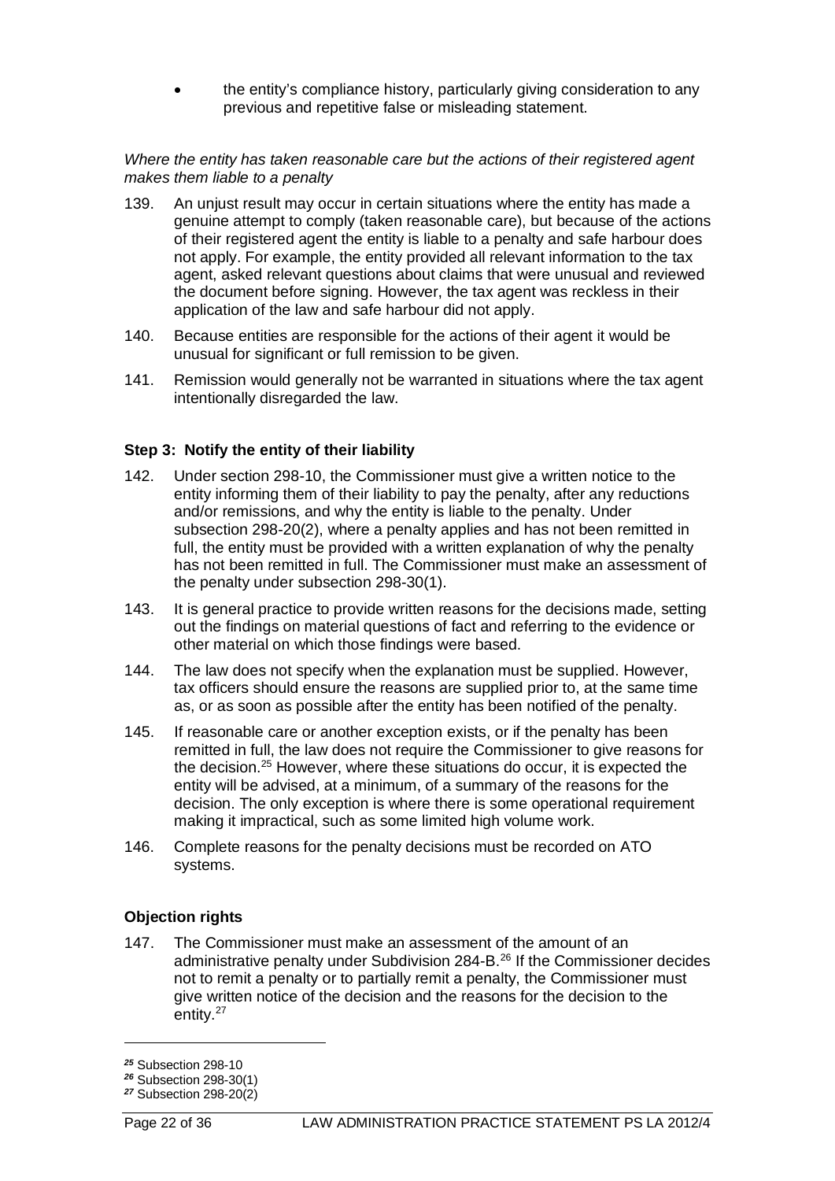- the entity's compliance history, particularly giving consideration to any previous and repetitive false or misleading statement.

*Where the entity has taken reasonable care but the actions of their registered agent makes them liable to a penalty*

139. An unjust result may occur in certain situations where the entity has made a genuine attempt to comply (taken reasonable care), but because of the actions of their registered agent the entity is liable to a penalty and safe harbour does not apply. For example, the entity provided all relevant information to the tax agent, asked relevant questions about claims that were unusual and reviewed the document before signing. However, the tax agent was reckless in their application of the law and safe harbour did not apply.

140. Because entities are responsible for the actions of their agent it would be unusual for significant or full remission to be given.

141. Remission would generally not be warranted in situations where the tax agent intentionally disregarded the law.

### Step 3: Notify the entity of their liability

142. Under section 298-10, the Commissioner must give a written notice to the entity informing them of their liability to pay the penalty, after any reductions and/or remissions, and why the entity is liable to the penalty. Under subsection 298-20(2), where a penalty applies and has not been remitted in full, the entity must be provided with a written explanation of why the penalty has not been remitted in full. The Commissioner must make an assessment of the penalty under subsection 298-30(1).

143. It is general practice to provide written reasons for the decisions made, setting out the findings on material questions of fact and referring to the evidence or other material on which those findings were based.

144. The law does not specify when the explanation must be supplied. However, tax officers should ensure the reasons are supplied prior to, at the same time as, or as soon as possible after the entity has been notified of the penalty.

145. If reasonable care or another exception exists, or if the penalty has been remitted in full, the law does not require the Commissioner to give reasons for the decision.[25] However, where these situations do occur, it is expected the entity will be advised, at a minimum, of a summary of the reasons for the decision. The only exception is where there is some operational requirement making it impractical, such as some limited high volume work.

146. Complete reasons for the penalty decisions must be recorded on ATO systems.

### Objection rights

147. The Commissioner must make an assessment of the amount of an administrative penalty under Subdivision 284-B.[26] If the Commissioner decides not to remit a penalty or to partially remit a penalty, the Commissioner must give written notice of the decision and the reasons for the decision to the entity.[27]

---

[25] Subsection 298-10

[26] Subsection 298-30(1)

[27] Subsection 298-20(2)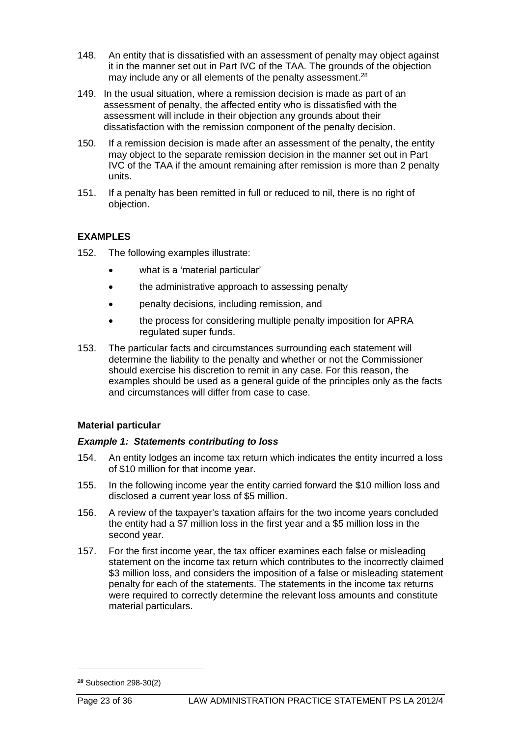148. An entity that is dissatisfied with an assessment of penalty may object against it in the manner set out in Part IVC of the TAA. The grounds of the objection may include any or all elements of the penalty assessment.[28]

149. In the usual situation, where a remission decision is made as part of an assessment of penalty, the affected entity who is dissatisfied with the assessment will include in their objection any grounds about their dissatisfaction with the remission component of the penalty decision.

150. If a remission decision is made after an assessment of the penalty, the entity may object to the separate remission decision in the manner set out in Part IVC of the TAA if the amount remaining after remission is more than 2 penalty units.

151. If a penalty has been remitted in full or reduced to nil, there is no right of objection.

## EXAMPLES

152. The following examples illustrate:

- what is a 'material particular'
- the administrative approach to assessing penalty
- penalty decisions, including remission, and
- the process for considering multiple penalty imposition for APRA regulated super funds.

153. The particular facts and circumstances surrounding each statement will determine the liability to the penalty and whether or not the Commissioner should exercise his discretion to remit in any case. For this reason, the examples should be used as a general guide of the principles only as the facts and circumstances will differ from case to case.

### Material particular

#### *Example 1: Statements contributing to loss*

154. An entity lodges an income tax return which indicates the entity incurred a loss of $10 million for that income year.

155. In the following income year the entity carried forward the $10 million loss and disclosed a current year loss of $5 million.

156. A review of the taxpayer's taxation affairs for the two income years concluded the entity had a $7 million loss in the first year and a $5 million loss in the second year.

157. For the first income year, the tax officer examines each false or misleading statement on the income tax return which contributes to the incorrectly claimed $3 million loss, and considers the imposition of a false or misleading statement penalty for each of the statements. The statements in the income tax returns were required to correctly determine the relevant loss amounts and constitute material particulars.

---

[28] Subsection 298-30(2)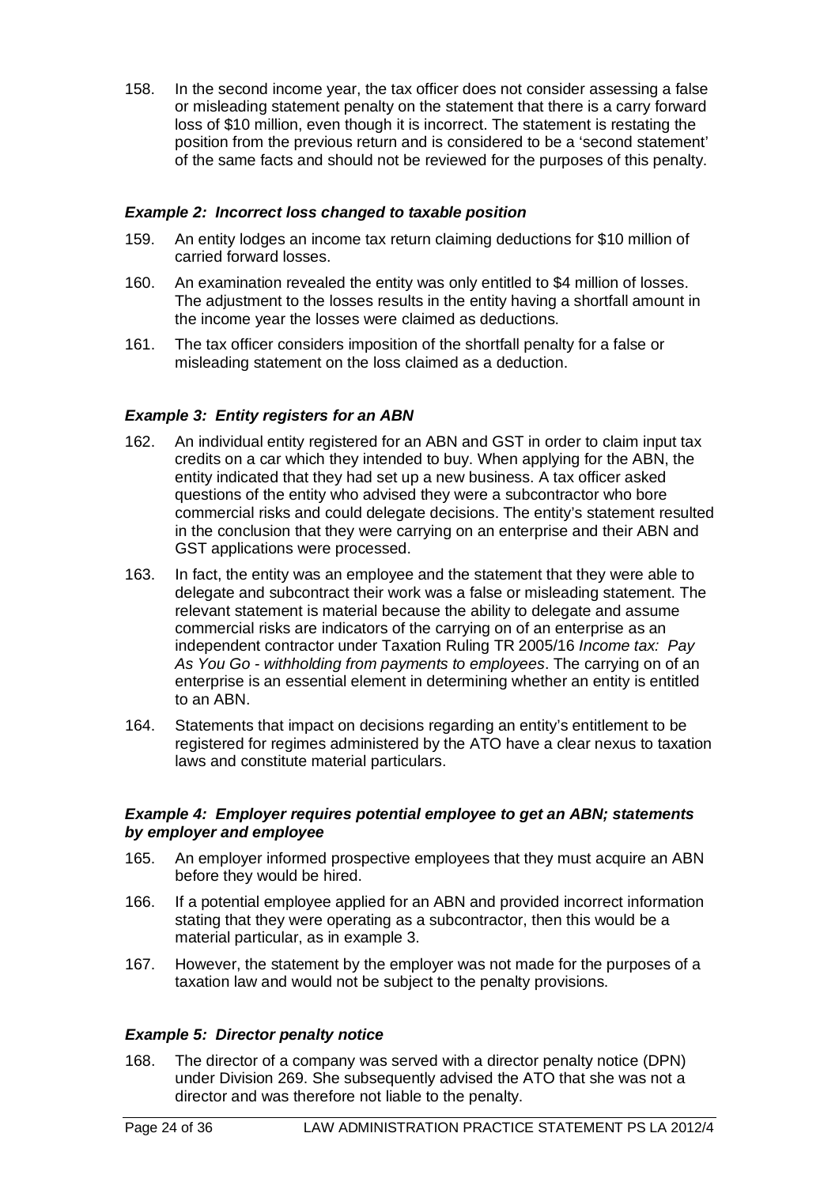158. In the second income year, the tax officer does not consider assessing a false or misleading statement penalty on the statement that there is a carry forward loss of $10 million, even though it is incorrect. The statement is restating the position from the previous return and is considered to be a 'second statement' of the same facts and should not be reviewed for the purposes of this penalty.

### *Example 2: Incorrect loss changed to taxable position*

159. An entity lodges an income tax return claiming deductions for $10 million of carried forward losses.

160. An examination revealed the entity was only entitled to $4 million of losses. The adjustment to the losses results in the entity having a shortfall amount in the income year the losses were claimed as deductions.

161. The tax officer considers imposition of the shortfall penalty for a false or misleading statement on the loss claimed as a deduction.

### *Example 3: Entity registers for an ABN*

162. An individual entity registered for an ABN and GST in order to claim input tax credits on a car which they intended to buy. When applying for the ABN, the entity indicated that they had set up a new business. A tax officer asked questions of the entity who advised they were a subcontractor who bore commercial risks and could delegate decisions. The entity's statement resulted in the conclusion that they were carrying on an enterprise and their ABN and GST applications were processed.

163. In fact, the entity was an employee and the statement that they were able to delegate and subcontract their work was a false or misleading statement. The relevant statement is material because the ability to delegate and assume commercial risks are indicators of the carrying on of an enterprise as an independent contractor under Taxation Ruling TR 2005/16 *Income tax: Pay As You Go - withholding from payments to employees*. The carrying on of an enterprise is an essential element in determining whether an entity is entitled to an ABN.

164. Statements that impact on decisions regarding an entity's entitlement to be registered for regimes administered by the ATO have a clear nexus to taxation laws and constitute material particulars.

### *Example 4: Employer requires potential employee to get an ABN; statements by employer and employee*

165. An employer informed prospective employees that they must acquire an ABN before they would be hired.

166. If a potential employee applied for an ABN and provided incorrect information stating that they were operating as a subcontractor, then this would be a material particular, as in example 3.

167. However, the statement by the employer was not made for the purposes of a taxation law and would not be subject to the penalty provisions.

### *Example 5: Director penalty notice*

168. The director of a company was served with a director penalty notice (DPN) under Division 269. She subsequently advised the ATO that she was not a director and was therefore not liable to the penalty.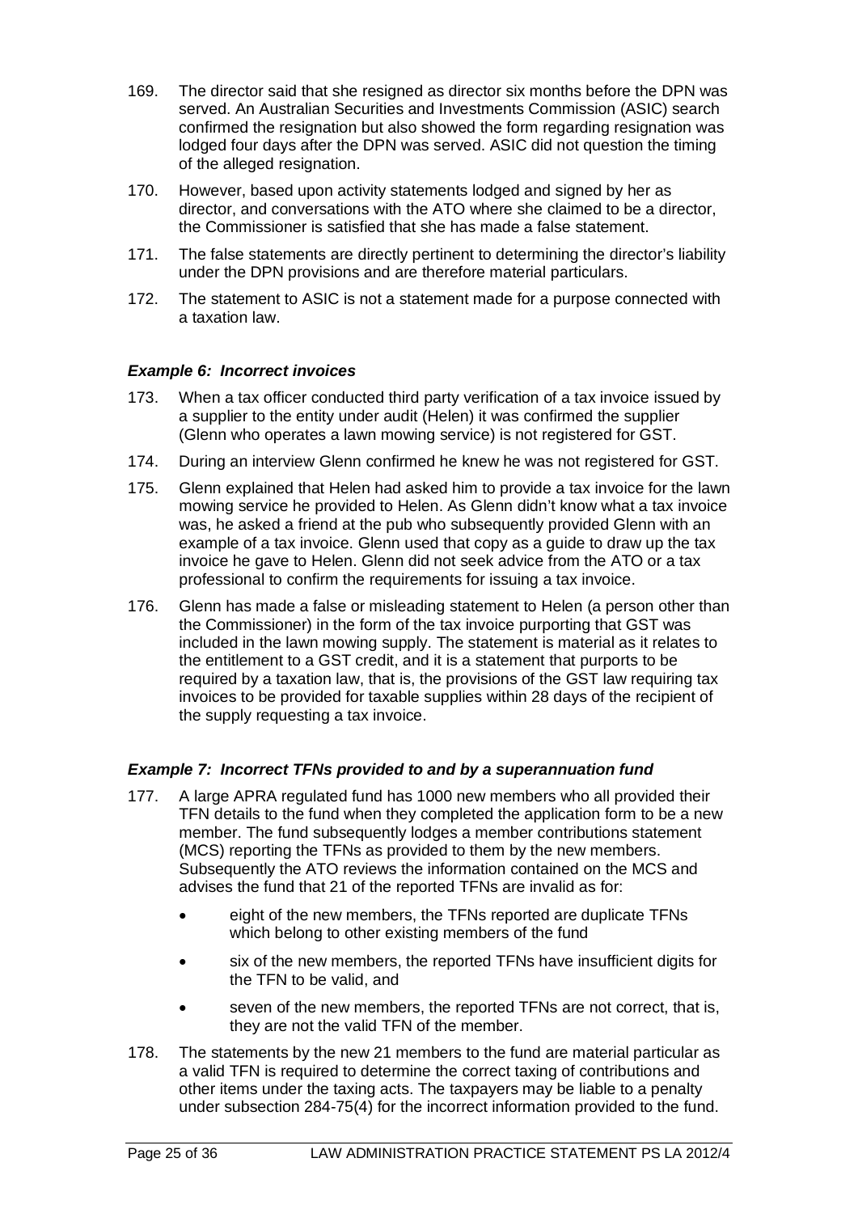169. The director said that she resigned as director six months before the DPN was served. An Australian Securities and Investments Commission (ASIC) search confirmed the resignation but also showed the form regarding resignation was lodged four days after the DPN was served. ASIC did not question the timing of the alleged resignation.

170. However, based upon activity statements lodged and signed by her as director, and conversations with the ATO where she claimed to be a director, the Commissioner is satisfied that she has made a false statement.

171. The false statements are directly pertinent to determining the director's liability under the DPN provisions and are therefore material particulars.

172. The statement to ASIC is not a statement made for a purpose connected with a taxation law.

### *Example 6: Incorrect invoices*

173. When a tax officer conducted third party verification of a tax invoice issued by a supplier to the entity under audit (Helen) it was confirmed the supplier (Glenn who operates a lawn mowing service) is not registered for GST.

174. During an interview Glenn confirmed he knew he was not registered for GST.

175. Glenn explained that Helen had asked him to provide a tax invoice for the lawn mowing service he provided to Helen. As Glenn didn't know what a tax invoice was, he asked a friend at the pub who subsequently provided Glenn with an example of a tax invoice. Glenn used that copy as a guide to draw up the tax invoice he gave to Helen. Glenn did not seek advice from the ATO or a tax professional to confirm the requirements for issuing a tax invoice.

176. Glenn has made a false or misleading statement to Helen (a person other than the Commissioner) in the form of the tax invoice purporting that GST was included in the lawn mowing supply. The statement is material as it relates to the entitlement to a GST credit, and it is a statement that purports to be required by a taxation law, that is, the provisions of the GST law requiring tax invoices to be provided for taxable supplies within 28 days of the recipient of the supply requesting a tax invoice.

### *Example 7: Incorrect TFNs provided to and by a superannuation fund*

177. A large APRA regulated fund has 1000 new members who all provided their TFN details to the fund when they completed the application form to be a new member. The fund subsequently lodges a member contributions statement (MCS) reporting the TFNs as provided to them by the new members. Subsequently the ATO reviews the information contained on the MCS and advises the fund that 21 of the reported TFNs are invalid as for:

- eight of the new members, the TFNs reported are duplicate TFNs which belong to other existing members of the fund
- six of the new members, the reported TFNs have insufficient digits for the TFN to be valid, and
- seven of the new members, the reported TFNs are not correct, that is, they are not the valid TFN of the member.

178. The statements by the new 21 members to the fund are material particular as a valid TFN is required to determine the correct taxing of contributions and other items under the taxing acts. The taxpayers may be liable to a penalty under subsection 284-75(4) for the incorrect information provided to the fund.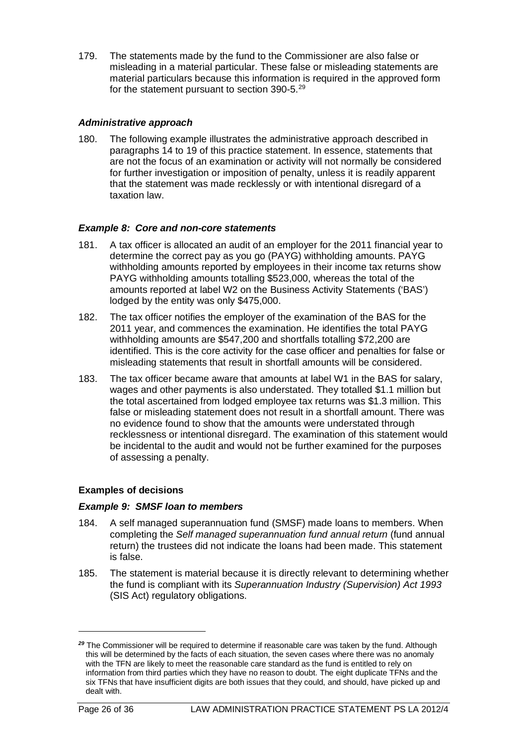179. The statements made by the fund to the Commissioner are also false or misleading in a material particular. These false or misleading statements are material particulars because this information is required in the approved form for the statement pursuant to section 390-5.[29]

### *Administrative approach*

180. The following example illustrates the administrative approach described in paragraphs 14 to 19 of this practice statement. In essence, statements that are not the focus of an examination or activity will not normally be considered for further investigation or imposition of penalty, unless it is readily apparent that the statement was made recklessly or with intentional disregard of a taxation law.

### *Example 8: Core and non-core statements*

181. A tax officer is allocated an audit of an employer for the 2011 financial year to determine the correct pay as you go (PAYG) withholding amounts. PAYG withholding amounts reported by employees in their income tax returns show PAYG withholding amounts totalling $523,000, whereas the total of the amounts reported at label W2 on the Business Activity Statements ('BAS') lodged by the entity was only $475,000.

182. The tax officer notifies the employer of the examination of the BAS for the 2011 year, and commences the examination. He identifies the total PAYG withholding amounts are $547,200 and shortfalls totalling $72,200 are identified. This is the core activity for the case officer and penalties for false or misleading statements that result in shortfall amounts will be considered.

183. The tax officer became aware that amounts at label W1 in the BAS for salary, wages and other payments is also understated. They totalled $1.1 million but the total ascertained from lodged employee tax returns was $1.3 million. This false or misleading statement does not result in a shortfall amount. There was no evidence found to show that the amounts were understated through recklessness or intentional disregard. The examination of this statement would be incidental to the audit and would not be further examined for the purposes of assessing a penalty.

## Examples of decisions

### *Example 9: SMSF loan to members*

184. A self managed superannuation fund (SMSF) made loans to members. When completing the *Self managed superannuation fund annual return* (fund annual return) the trustees did not indicate the loans had been made. This statement is false.

185. The statement is material because it is directly relevant to determining whether the fund is compliant with its *Superannuation Industry (Supervision) Act 1993* (SIS Act) regulatory obligations.

---

[29] The Commissioner will be required to determine if reasonable care was taken by the fund. Although this will be determined by the facts of each situation, the seven cases where there was no anomaly with the TFN are likely to meet the reasonable care standard as the fund is entitled to rely on information from third parties which they have no reason to doubt. The eight duplicate TFNs and the six TFNs that have insufficient digits are both issues that they could, and should, have picked up and dealt with.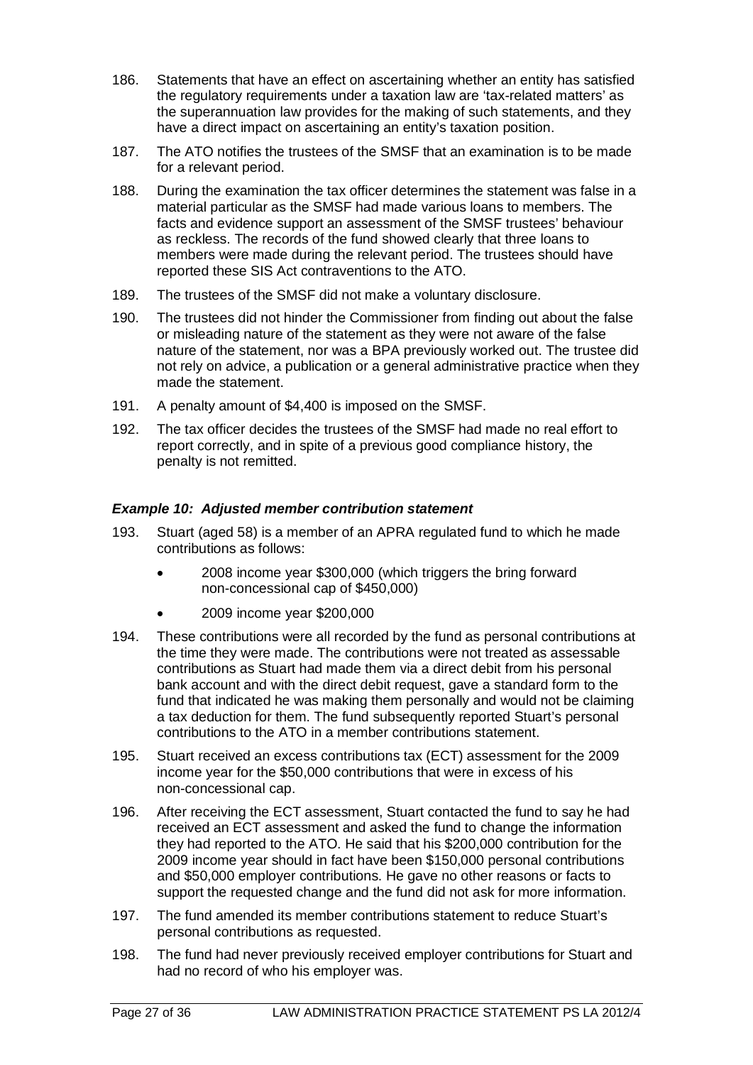186. Statements that have an effect on ascertaining whether an entity has satisfied the regulatory requirements under a taxation law are 'tax-related matters' as the superannuation law provides for the making of such statements, and they have a direct impact on ascertaining an entity's taxation position.

187. The ATO notifies the trustees of the SMSF that an examination is to be made for a relevant period.

188. During the examination the tax officer determines the statement was false in a material particular as the SMSF had made various loans to members. The facts and evidence support an assessment of the SMSF trustees' behaviour as reckless. The records of the fund showed clearly that three loans to members were made during the relevant period. The trustees should have reported these SIS Act contraventions to the ATO.

189. The trustees of the SMSF did not make a voluntary disclosure.

190. The trustees did not hinder the Commissioner from finding out about the false or misleading nature of the statement as they were not aware of the false nature of the statement, nor was a BPA previously worked out. The trustee did not rely on advice, a publication or a general administrative practice when they made the statement.

191. A penalty amount of $4,400 is imposed on the SMSF.

192. The tax officer decides the trustees of the SMSF had made no real effort to report correctly, and in spite of a previous good compliance history, the penalty is not remitted.

### *Example 10: Adjusted member contribution statement*

193. Stuart (aged 58) is a member of an APRA regulated fund to which he made contributions as follows:

- 2008 income year $300,000 (which triggers the bring forward non-concessional cap of $450,000)
- 2009 income year $200,000

194. These contributions were all recorded by the fund as personal contributions at the time they were made. The contributions were not treated as assessable contributions as Stuart had made them via a direct debit from his personal bank account and with the direct debit request, gave a standard form to the fund that indicated he was making them personally and would not be claiming a tax deduction for them. The fund subsequently reported Stuart's personal contributions to the ATO in a member contributions statement.

195. Stuart received an excess contributions tax (ECT) assessment for the 2009 income year for the $50,000 contributions that were in excess of his non-concessional cap.

196. After receiving the ECT assessment, Stuart contacted the fund to say he had received an ECT assessment and asked the fund to change the information they had reported to the ATO. He said that his $200,000 contribution for the 2009 income year should in fact have been $150,000 personal contributions and $50,000 employer contributions. He gave no other reasons or facts to support the requested change and the fund did not ask for more information.

197. The fund amended its member contributions statement to reduce Stuart's personal contributions as requested.

198. The fund had never previously received employer contributions for Stuart and had no record of who his employer was.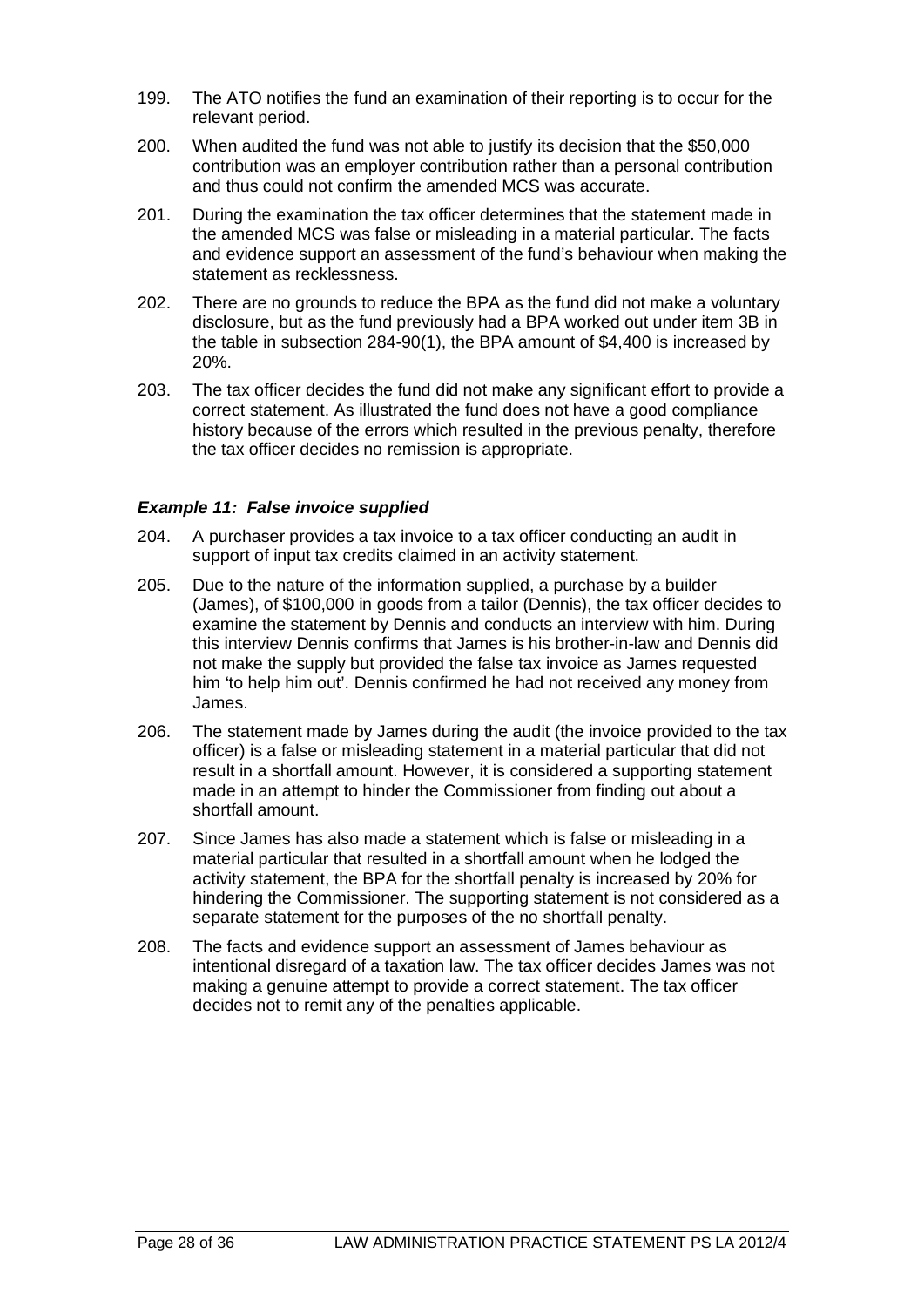199. The ATO notifies the fund an examination of their reporting is to occur for the relevant period.

200. When audited the fund was not able to justify its decision that the $50,000 contribution was an employer contribution rather than a personal contribution and thus could not confirm the amended MCS was accurate.

201. During the examination the tax officer determines that the statement made in the amended MCS was false or misleading in a material particular. The facts and evidence support an assessment of the fund's behaviour when making the statement as recklessness.

202. There are no grounds to reduce the BPA as the fund did not make a voluntary disclosure, but as the fund previously had a BPA worked out under item 3B in the table in subsection 284-90(1), the BPA amount of $4,400 is increased by 20%.

203. The tax officer decides the fund did not make any significant effort to provide a correct statement. As illustrated the fund does not have a good compliance history because of the errors which resulted in the previous penalty, therefore the tax officer decides no remission is appropriate.

### *Example 11: False invoice supplied*

204. A purchaser provides a tax invoice to a tax officer conducting an audit in support of input tax credits claimed in an activity statement.

205. Due to the nature of the information supplied, a purchase by a builder (James), of $100,000 in goods from a tailor (Dennis), the tax officer decides to examine the statement by Dennis and conducts an interview with him. During this interview Dennis confirms that James is his brother-in-law and Dennis did not make the supply but provided the false tax invoice as James requested him 'to help him out'. Dennis confirmed he had not received any money from James.

206. The statement made by James during the audit (the invoice provided to the tax officer) is a false or misleading statement in a material particular that did not result in a shortfall amount. However, it is considered a supporting statement made in an attempt to hinder the Commissioner from finding out about a shortfall amount.

207. Since James has also made a statement which is false or misleading in a material particular that resulted in a shortfall amount when he lodged the activity statement, the BPA for the shortfall penalty is increased by 20% for hindering the Commissioner. The supporting statement is not considered as a separate statement for the purposes of the no shortfall penalty.

208. The facts and evidence support an assessment of James behaviour as intentional disregard of a taxation law. The tax officer decides James was not making a genuine attempt to provide a correct statement. The tax officer decides not to remit any of the penalties applicable.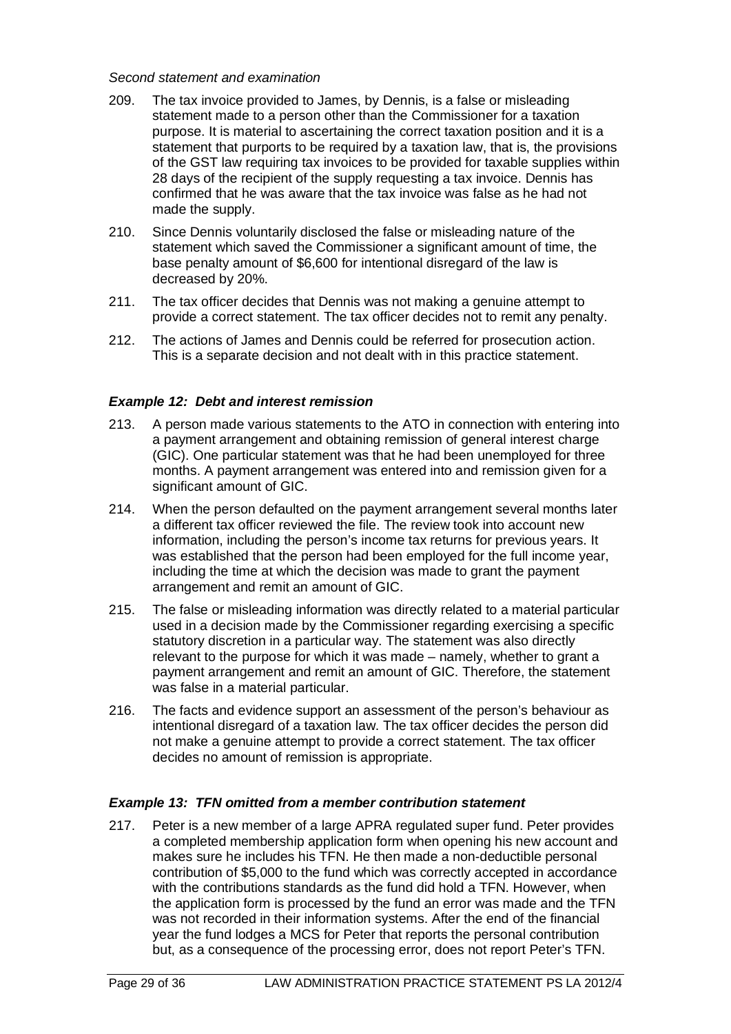*Second statement and examination*

209. The tax invoice provided to James, by Dennis, is a false or misleading statement made to a person other than the Commissioner for a taxation purpose. It is material to ascertaining the correct taxation position and it is a statement that purports to be required by a taxation law, that is, the provisions of the GST law requiring tax invoices to be provided for taxable supplies within 28 days of the recipient of the supply requesting a tax invoice. Dennis has confirmed that he was aware that the tax invoice was false as he had not made the supply.

210. Since Dennis voluntarily disclosed the false or misleading nature of the statement which saved the Commissioner a significant amount of time, the base penalty amount of $6,600 for intentional disregard of the law is decreased by 20%.

211. The tax officer decides that Dennis was not making a genuine attempt to provide a correct statement. The tax officer decides not to remit any penalty.

212. The actions of James and Dennis could be referred for prosecution action. This is a separate decision and not dealt with in this practice statement.

### *Example 12: Debt and interest remission*

213. A person made various statements to the ATO in connection with entering into a payment arrangement and obtaining remission of general interest charge (GIC). One particular statement was that he had been unemployed for three months. A payment arrangement was entered into and remission given for a significant amount of GIC.

214. When the person defaulted on the payment arrangement several months later a different tax officer reviewed the file. The review took into account new information, including the person's income tax returns for previous years. It was established that the person had been employed for the full income year, including the time at which the decision was made to grant the payment arrangement and remit an amount of GIC.

215. The false or misleading information was directly related to a material particular used in a decision made by the Commissioner regarding exercising a specific statutory discretion in a particular way. The statement was also directly relevant to the purpose for which it was made – namely, whether to grant a payment arrangement and remit an amount of GIC. Therefore, the statement was false in a material particular.

216. The facts and evidence support an assessment of the person's behaviour as intentional disregard of a taxation law. The tax officer decides the person did not make a genuine attempt to provide a correct statement. The tax officer decides no amount of remission is appropriate.

### *Example 13: TFN omitted from a member contribution statement*

217. Peter is a new member of a large APRA regulated super fund. Peter provides a completed membership application form when opening his new account and makes sure he includes his TFN. He then made a non-deductible personal contribution of $5,000 to the fund which was correctly accepted in accordance with the contributions standards as the fund did hold a TFN. However, when the application form is processed by the fund an error was made and the TFN was not recorded in their information systems. After the end of the financial year the fund lodges a MCS for Peter that reports the personal contribution but, as a consequence of the processing error, does not report Peter's TFN.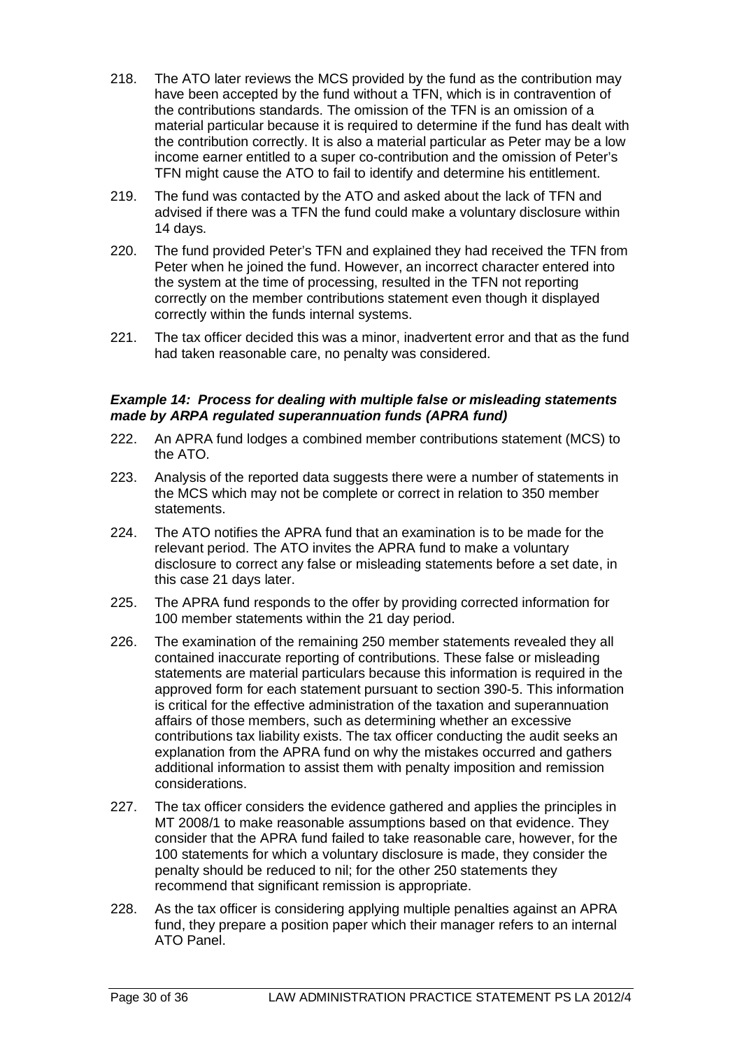218. The ATO later reviews the MCS provided by the fund as the contribution may have been accepted by the fund without a TFN, which is in contravention of the contributions standards. The omission of the TFN is an omission of a material particular because it is required to determine if the fund has dealt with the contribution correctly. It is also a material particular as Peter may be a low income earner entitled to a super co-contribution and the omission of Peter's TFN might cause the ATO to fail to identify and determine his entitlement.

219. The fund was contacted by the ATO and asked about the lack of TFN and advised if there was a TFN the fund could make a voluntary disclosure within 14 days.

220. The fund provided Peter's TFN and explained they had received the TFN from Peter when he joined the fund. However, an incorrect character entered into the system at the time of processing, resulted in the TFN not reporting correctly on the member contributions statement even though it displayed correctly within the funds internal systems.

221. The tax officer decided this was a minor, inadvertent error and that as the fund had taken reasonable care, no penalty was considered.

***Example 14: Process for dealing with multiple false or misleading statements made by ARPA regulated superannuation funds (APRA fund)***

222. An APRA fund lodges a combined member contributions statement (MCS) to the ATO.

223. Analysis of the reported data suggests there were a number of statements in the MCS which may not be complete or correct in relation to 350 member statements.

224. The ATO notifies the APRA fund that an examination is to be made for the relevant period. The ATO invites the APRA fund to make a voluntary disclosure to correct any false or misleading statements before a set date, in this case 21 days later.

225. The APRA fund responds to the offer by providing corrected information for 100 member statements within the 21 day period.

226. The examination of the remaining 250 member statements revealed they all contained inaccurate reporting of contributions. These false or misleading statements are material particulars because this information is required in the approved form for each statement pursuant to section 390-5. This information is critical for the effective administration of the taxation and superannuation affairs of those members, such as determining whether an excessive contributions tax liability exists. The tax officer conducting the audit seeks an explanation from the APRA fund on why the mistakes occurred and gathers additional information to assist them with penalty imposition and remission considerations.

227. The tax officer considers the evidence gathered and applies the principles in MT 2008/1 to make reasonable assumptions based on that evidence. They consider that the APRA fund failed to take reasonable care, however, for the 100 statements for which a voluntary disclosure is made, they consider the penalty should be reduced to nil; for the other 250 statements they recommend that significant remission is appropriate.

228. As the tax officer is considering applying multiple penalties against an APRA fund, they prepare a position paper which their manager refers to an internal ATO Panel.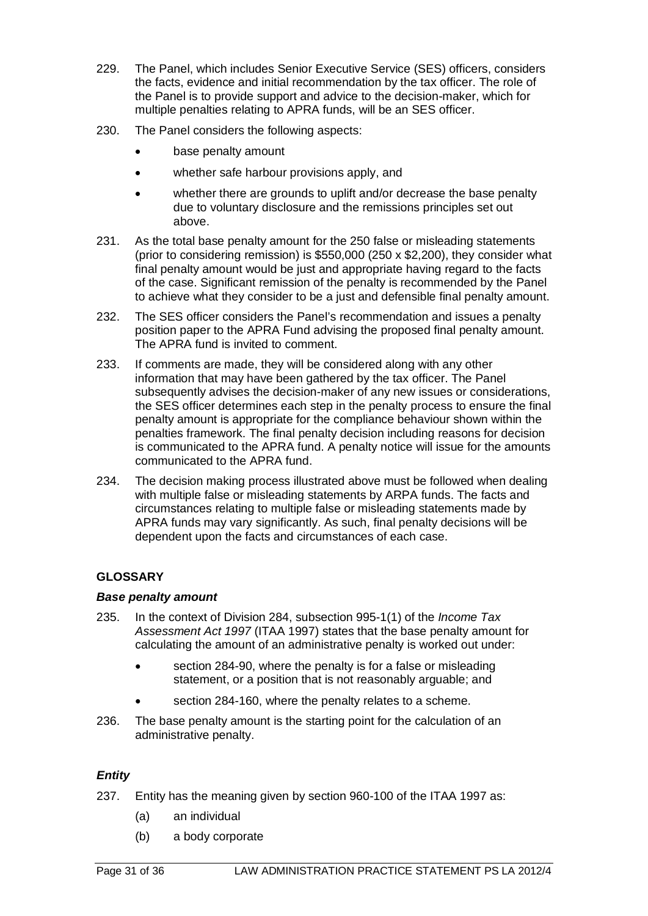229. The Panel, which includes Senior Executive Service (SES) officers, considers the facts, evidence and initial recommendation by the tax officer. The role of the Panel is to provide support and advice to the decision-maker, which for multiple penalties relating to APRA funds, will be an SES officer.

230. The Panel considers the following aspects:

- base penalty amount
- whether safe harbour provisions apply, and
- whether there are grounds to uplift and/or decrease the base penalty due to voluntary disclosure and the remissions principles set out above.

231. As the total base penalty amount for the 250 false or misleading statements (prior to considering remission) is $550,000 (250 x $2,200), they consider what final penalty amount would be just and appropriate having regard to the facts of the case. Significant remission of the penalty is recommended by the Panel to achieve what they consider to be a just and defensible final penalty amount.

232. The SES officer considers the Panel's recommendation and issues a penalty position paper to the APRA Fund advising the proposed final penalty amount. The APRA fund is invited to comment.

233. If comments are made, they will be considered along with any other information that may have been gathered by the tax officer. The Panel subsequently advises the decision-maker of any new issues or considerations, the SES officer determines each step in the penalty process to ensure the final penalty amount is appropriate for the compliance behaviour shown within the penalties framework. The final penalty decision including reasons for decision is communicated to the APRA fund. A penalty notice will issue for the amounts communicated to the APRA fund.

234. The decision making process illustrated above must be followed when dealing with multiple false or misleading statements by ARPA funds. The facts and circumstances relating to multiple false or misleading statements made by APRA funds may vary significantly. As such, final penalty decisions will be dependent upon the facts and circumstances of each case.

## GLOSSARY

### *Base penalty amount*

235. In the context of Division 284, subsection 995-1(1) of the *Income Tax Assessment Act 1997* (ITAA 1997) states that the base penalty amount for calculating the amount of an administrative penalty is worked out under:

- section 284-90, where the penalty is for a false or misleading statement, or a position that is not reasonably arguable; and
- section 284-160, where the penalty relates to a scheme.

236. The base penalty amount is the starting point for the calculation of an administrative penalty.

### *Entity*

237. Entity has the meaning given by section 960-100 of the ITAA 1997 as:

(a) an individual

(b) a body corporate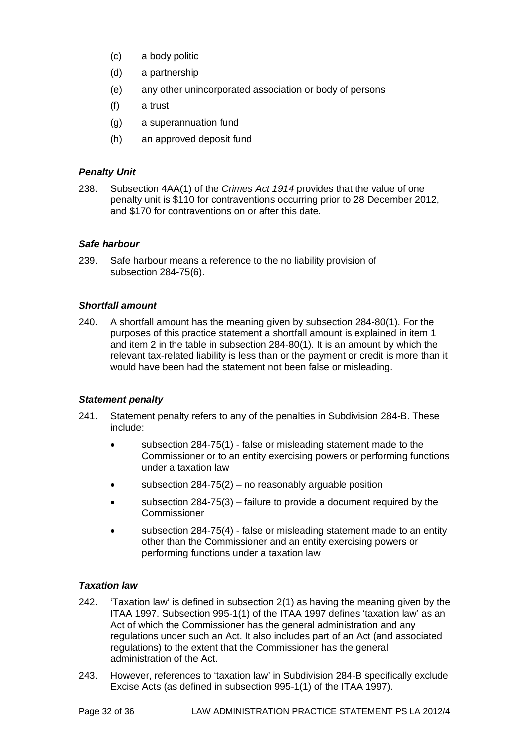- (c) a body politic
- (d) a partnership
- (e) any other unincorporated association or body of persons
- (f) a trust
- (g) a superannuation fund
- (h) an approved deposit fund

### *Penalty Unit*

238. Subsection 4AA(1) of the *Crimes Act 1914* provides that the value of one penalty unit is $110 for contraventions occurring prior to 28 December 2012, and $170 for contraventions on or after this date.

### *Safe harbour*

239. Safe harbour means a reference to the no liability provision of subsection 284-75(6).

### *Shortfall amount*

240. A shortfall amount has the meaning given by subsection 284-80(1). For the purposes of this practice statement a shortfall amount is explained in item 1 and item 2 in the table in subsection 284-80(1). It is an amount by which the relevant tax-related liability is less than or the payment or credit is more than it would have been had the statement not been false or misleading.

### *Statement penalty*

241. Statement penalty refers to any of the penalties in Subdivision 284-B. These include:

- subsection 284-75(1) - false or misleading statement made to the Commissioner or to an entity exercising powers or performing functions under a taxation law
- subsection 284-75(2) – no reasonably arguable position
- subsection 284-75(3) – failure to provide a document required by the Commissioner
- subsection 284-75(4) - false or misleading statement made to an entity other than the Commissioner and an entity exercising powers or performing functions under a taxation law

### *Taxation law*

242. 'Taxation law' is defined in subsection 2(1) as having the meaning given by the ITAA 1997. Subsection 995-1(1) of the ITAA 1997 defines 'taxation law' as an Act of which the Commissioner has the general administration and any regulations under such an Act. It also includes part of an Act (and associated regulations) to the extent that the Commissioner has the general administration of the Act.

243. However, references to 'taxation law' in Subdivision 284-B specifically exclude Excise Acts (as defined in subsection 995-1(1) of the ITAA 1997).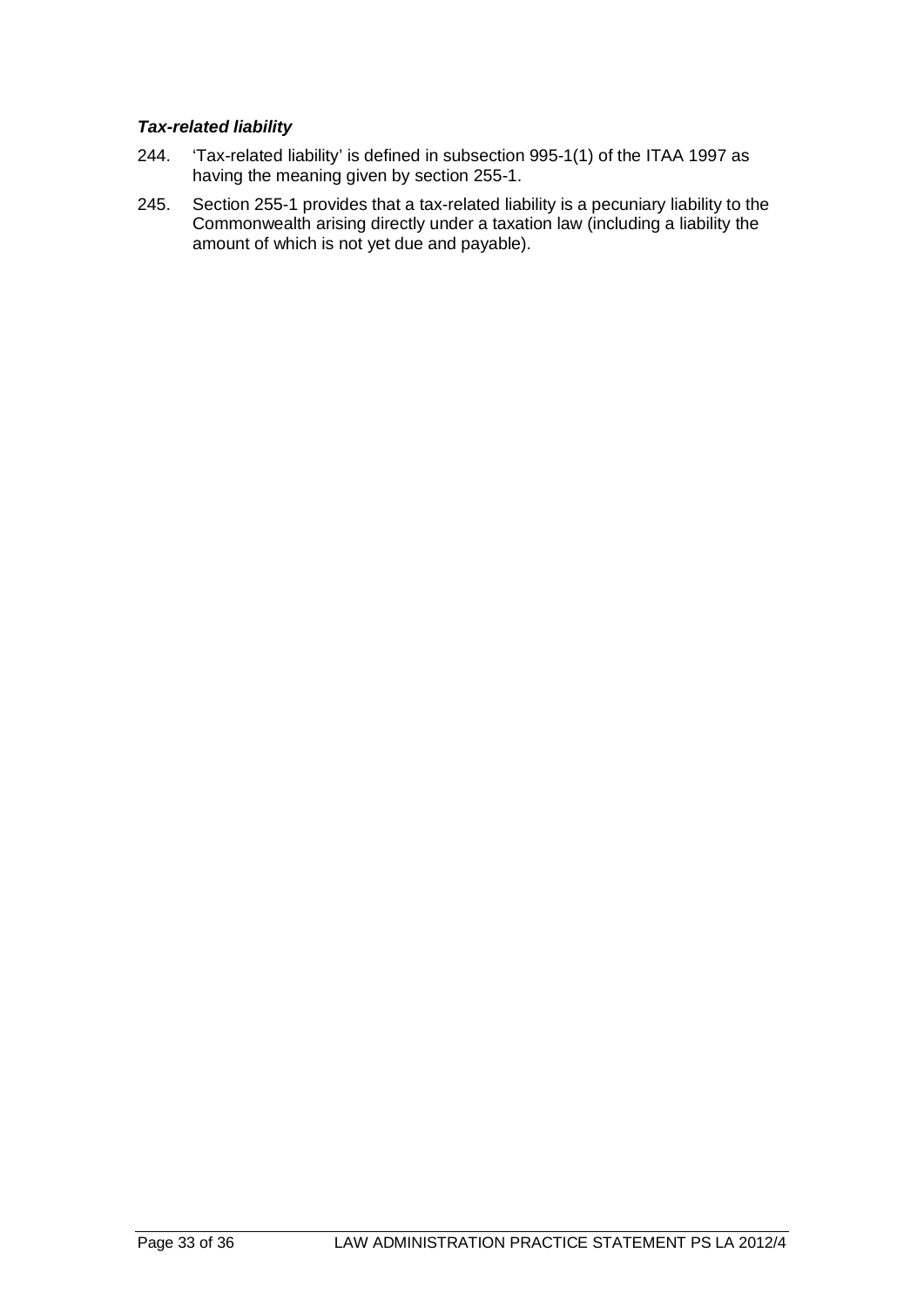### *Tax-related liability*

244. 'Tax-related liability' is defined in subsection 995-1(1) of the ITAA 1997 as having the meaning given by section 255-1.

245. Section 255-1 provides that a tax-related liability is a pecuniary liability to the Commonwealth arising directly under a taxation law (including a liability the amount of which is not yet due and payable).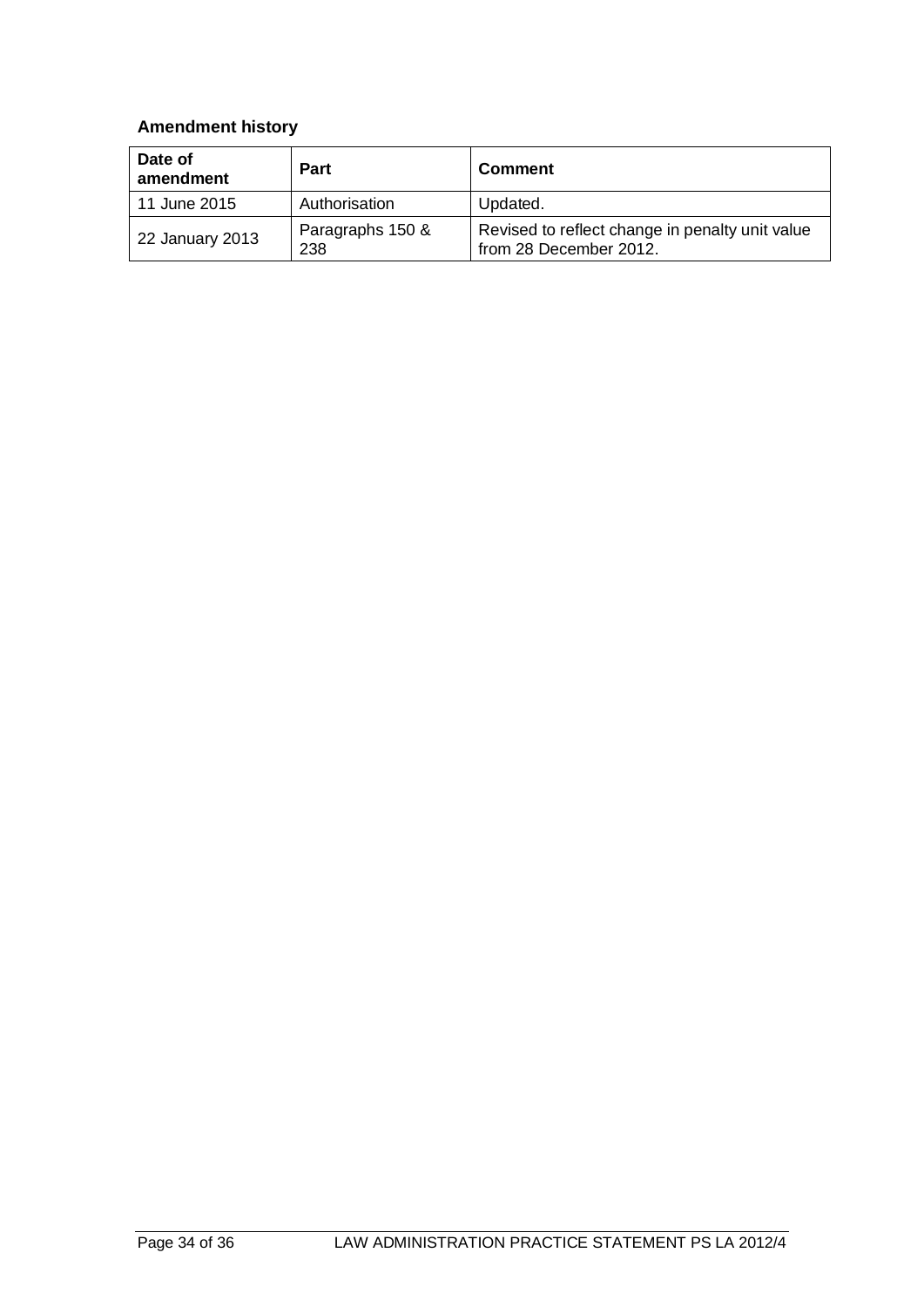### Amendment history

| Date of amendment | Part | Comment |
|---|---|---|
| 11 June 2015 | Authorisation | Updated. |
| 22 January 2013 | Paragraphs 150 & 238 | Revised to reflect change in penalty unit value from 28 December 2012. |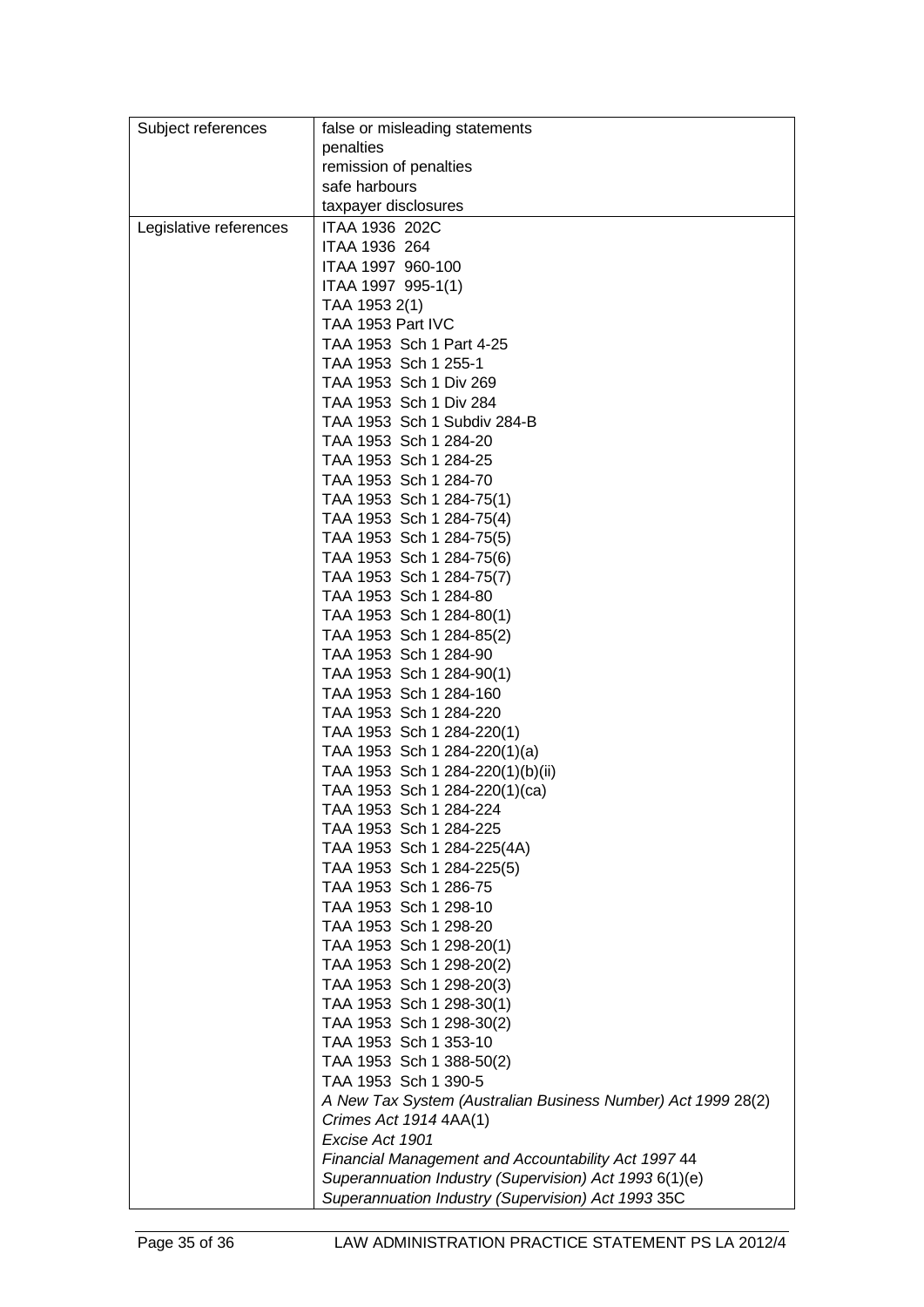| Subject references | false or misleading statements<br>penalties<br>remission of penalties<br>safe harbours<br>taxpayer disclosures |
|---|---|
| Legislative references | ITAA 1936 202C<br>ITAA 1936 264<br>ITAA 1997 960-100<br>ITAA 1997 995-1(1)<br>TAA 1953 2(1)<br>TAA 1953 Part IVC<br>TAA 1953 Sch 1 Part 4-25<br>TAA 1953 Sch 1 255-1<br>TAA 1953 Sch 1 Div 269<br>TAA 1953 Sch 1 Div 284<br>TAA 1953 Sch 1 Subdiv 284-B<br>TAA 1953 Sch 1 284-20<br>TAA 1953 Sch 1 284-25<br>TAA 1953 Sch 1 284-70<br>TAA 1953 Sch 1 284-75(1)<br>TAA 1953 Sch 1 284-75(4)<br>TAA 1953 Sch 1 284-75(5)<br>TAA 1953 Sch 1 284-75(6)<br>TAA 1953 Sch 1 284-75(7)<br>TAA 1953 Sch 1 284-80<br>TAA 1953 Sch 1 284-80(1)<br>TAA 1953 Sch 1 284-85(2)<br>TAA 1953 Sch 1 284-90<br>TAA 1953 Sch 1 284-90(1)<br>TAA 1953 Sch 1 284-160<br>TAA 1953 Sch 1 284-220<br>TAA 1953 Sch 1 284-220(1)<br>TAA 1953 Sch 1 284-220(1)(a)<br>TAA 1953 Sch 1 284-220(1)(b)(ii)<br>TAA 1953 Sch 1 284-220(1)(ca)<br>TAA 1953 Sch 1 284-224<br>TAA 1953 Sch 1 284-225<br>TAA 1953 Sch 1 284-225(4A)<br>TAA 1953 Sch 1 284-225(5)<br>TAA 1953 Sch 1 286-75<br>TAA 1953 Sch 1 298-10<br>TAA 1953 Sch 1 298-20<br>TAA 1953 Sch 1 298-20(1)<br>TAA 1953 Sch 1 298-20(2)<br>TAA 1953 Sch 1 298-20(3)<br>TAA 1953 Sch 1 298-30(1)<br>TAA 1953 Sch 1 298-30(2)<br>TAA 1953 Sch 1 353-10<br>TAA 1953 Sch 1 388-50(2)<br>TAA 1953 Sch 1 390-5<br>*A New Tax System (Australian Business Number) Act 1999* 28(2)<br>*Crimes Act 1914* 4AA(1)<br>*Excise Act 1901*<br>*Financial Management and Accountability Act 1997* 44<br>*Superannuation Industry (Supervision) Act 1993* 6(1)(e)<br>*Superannuation Industry (Supervision) Act 1993* 35C |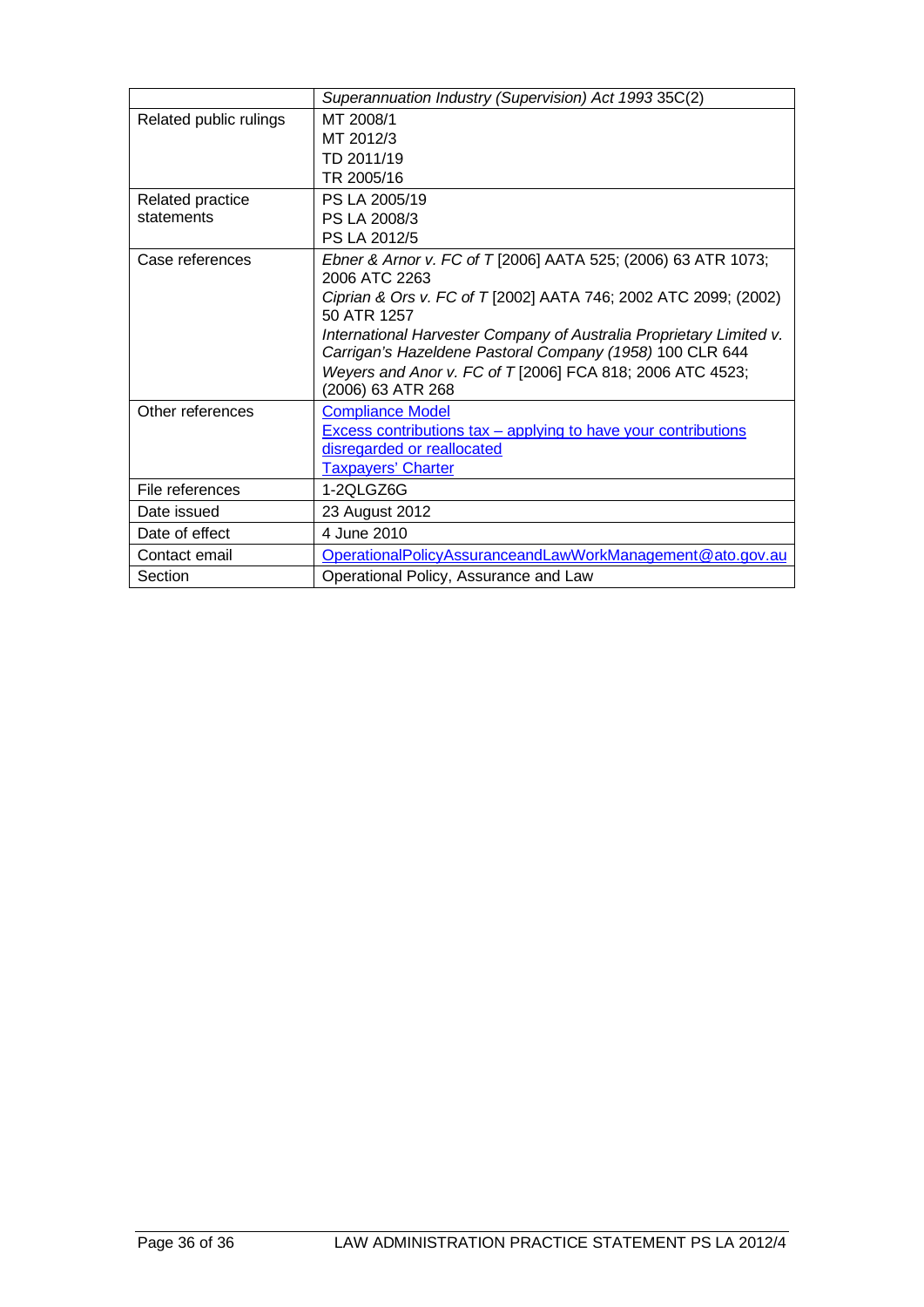| | |
|---|---|
| | *Superannuation Industry (Supervision) Act 1993* 35C(2) |
| Related public rulings | MT 2008/1<br>MT 2012/3<br>TD 2011/19<br>TR 2005/16 |
| Related practice statements | PS LA 2005/19<br>PS LA 2008/3<br>PS LA 2012/5 |
| Case references | *Ebner & Arnor v. FC of T* [2006] AATA 525; (2006) 63 ATR 1073; 2006 ATC 2263<br>*Ciprian & Ors v. FC of T* [2002] AATA 746; 2002 ATC 2099; (2002) 50 ATR 1257<br>*International Harvester Company of Australia Proprietary Limited v. Carrigan's Hazeldene Pastoral Company (1958)* 100 CLR 644<br>*Weyers and Anor v. FC of T* [2006] FCA 818; 2006 ATC 4523; (2006) 63 ATR 268 |
| Other references | Compliance Model<br>Excess contributions tax – applying to have your contributions disregarded or reallocated<br>Taxpayers' Charter |
| File references | 1-2QLGZ6G |
| Date issued | 23 August 2012 |
| Date of effect | 4 June 2010 |
| Contact email | OperationalPolicyAssuranceandLawWorkManagement@ato.gov.au |
| Section | Operational Policy, Assurance and Law |